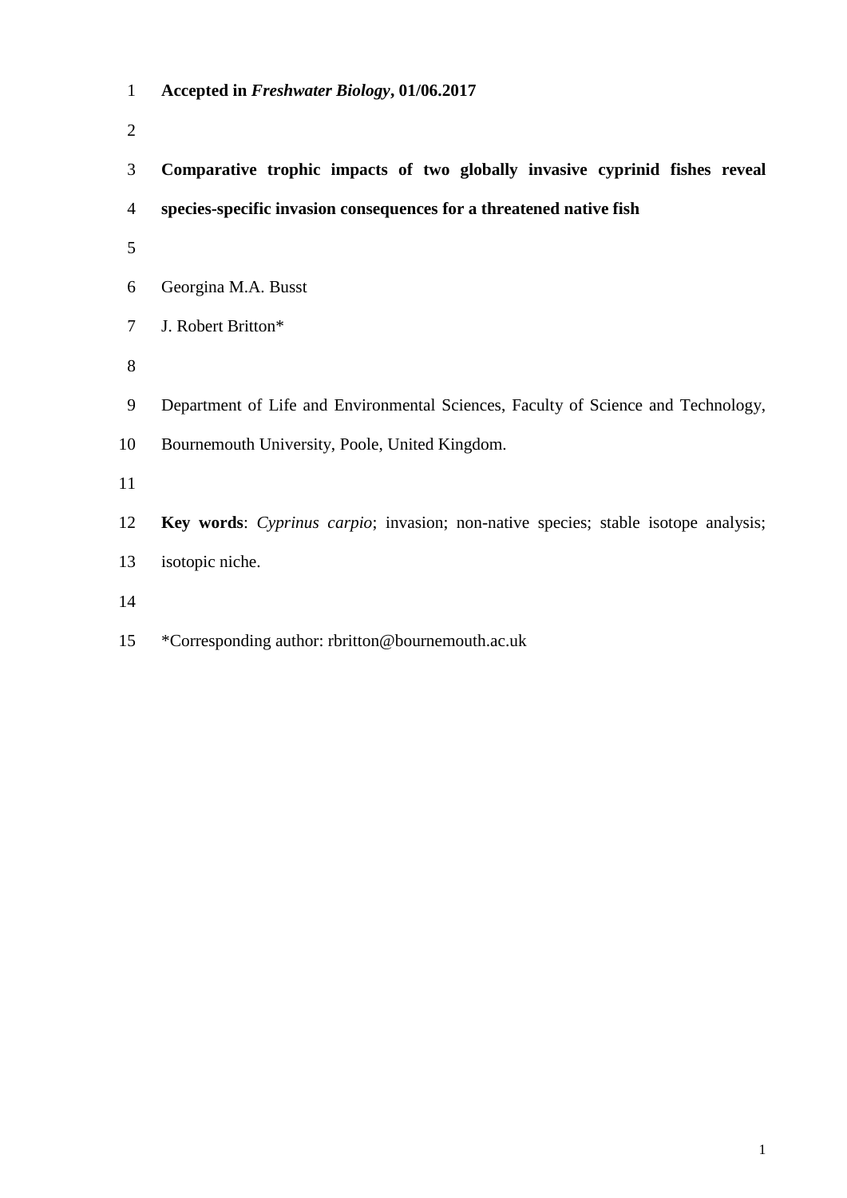**Accepted in *Freshwater Biology*, 01/06.2017**

# Comparative trophic impacts of two globally invasive cyprinid fishes reveal species-specific invasion consequences for a threatened native fish

Georgina M.A. Busst

J. Robert Britton*

Department of Life and Environmental Sciences, Faculty of Science and Technology, Bournemouth University, Poole, United Kingdom.

**Key words**: *Cyprinus carpio*; invasion; non-native species; stable isotope analysis; isotopic niche.

*Corresponding author: rbritton@bournemouth.ac.uk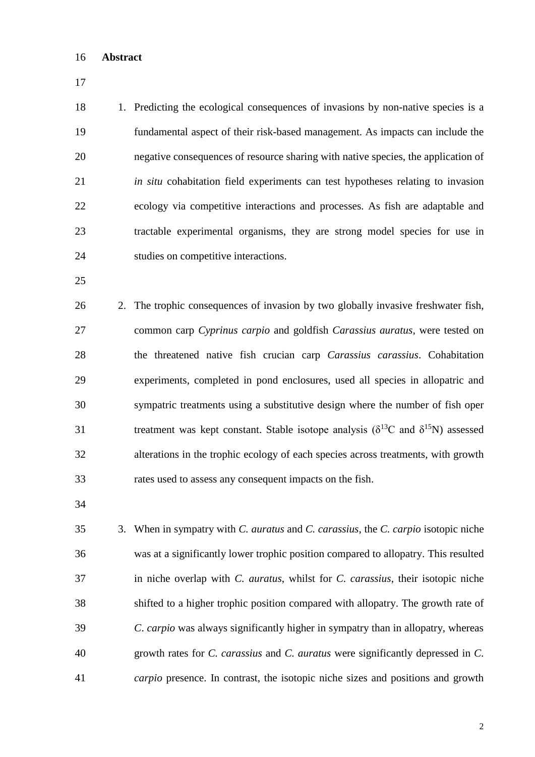## Abstract

1. Predicting the ecological consequences of invasions by non-native species is a fundamental aspect of their risk-based management. As impacts can include the negative consequences of resource sharing with native species, the application of *in situ* cohabitation field experiments can test hypotheses relating to invasion ecology via competitive interactions and processes. As fish are adaptable and tractable experimental organisms, they are strong model species for use in studies on competitive interactions.

2. The trophic consequences of invasion by two globally invasive freshwater fish, common carp *Cyprinus carpio* and goldfish *Carassius auratus*, were tested on the threatened native fish crucian carp *Carassius carassius*. Cohabitation experiments, completed in pond enclosures, used all species in allopatric and sympatric treatments using a substitutive design where the number of fish oper treatment was kept constant. Stable isotope analysis ($\delta^{13}C$ and $\delta^{15}N$) assessed alterations in the trophic ecology of each species across treatments, with growth rates used to assess any consequent impacts on the fish.

3. When in sympatry with *C. auratus* and *C. carassius*, the *C. carpio* isotopic niche was at a significantly lower trophic position compared to allopatry. This resulted in niche overlap with *C. auratus*, whilst for *C. carassius*, their isotopic niche shifted to a higher trophic position compared with allopatry. The growth rate of *C. carpio* was always significantly higher in sympatry than in allopatry, whereas growth rates for *C. carassius* and *C. auratus* were significantly depressed in *C. carpio* presence. In contrast, the isotopic niche sizes and positions and growth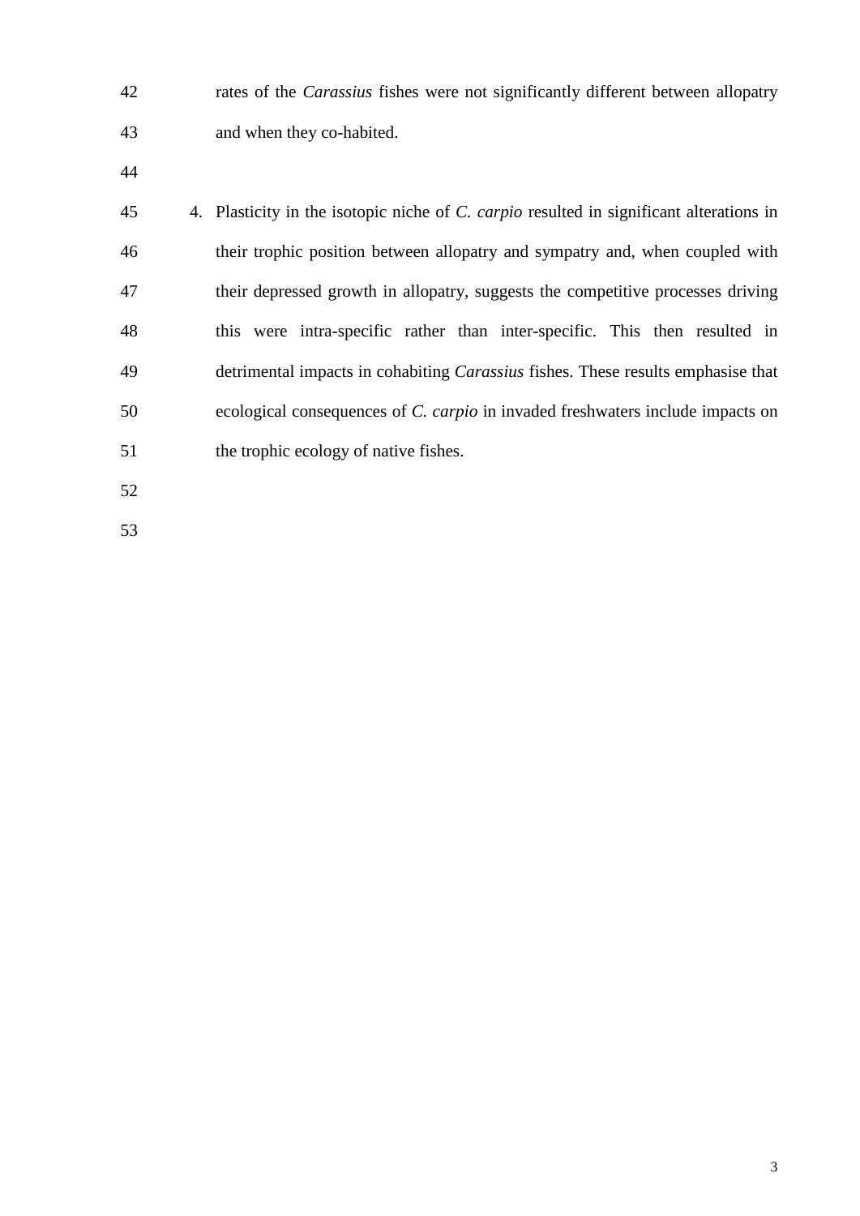rates of the *Carassius* fishes were not significantly different between allopatry and when they co-habited.

4. Plasticity in the isotopic niche of *C. carpio* resulted in significant alterations in their trophic position between allopatry and sympatry and, when coupled with their depressed growth in allopatry, suggests the competitive processes driving this were intra-specific rather than inter-specific. This then resulted in detrimental impacts in cohabiting *Carassius* fishes. These results emphasise that ecological consequences of *C. carpio* in invaded freshwaters include impacts on the trophic ecology of native fishes.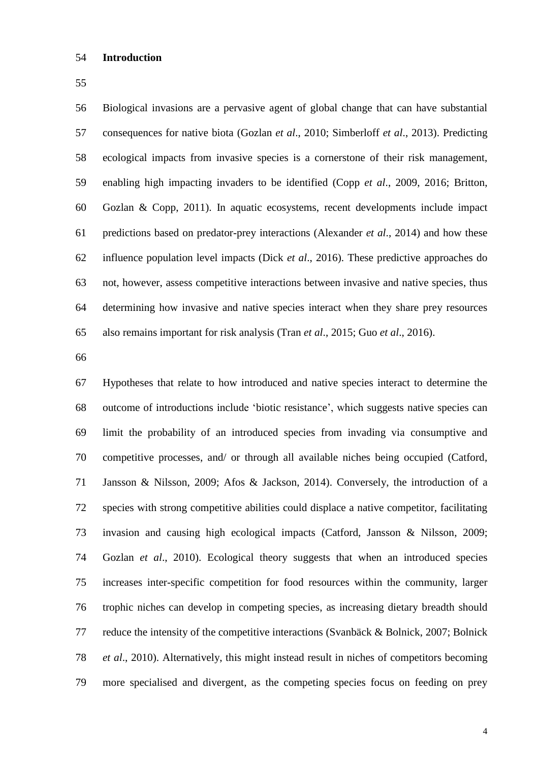## Introduction

Biological invasions are a pervasive agent of global change that can have substantial consequences for native biota (Gozlan *et al*., 2010; Simberloff *et al*., 2013). Predicting ecological impacts from invasive species is a cornerstone of their risk management, enabling high impacting invaders to be identified (Copp *et al*., 2009, 2016; Britton, Gozlan & Copp, 2011). In aquatic ecosystems, recent developments include impact predictions based on predator-prey interactions (Alexander *et al*., 2014) and how these influence population level impacts (Dick *et al*., 2016). These predictive approaches do not, however, assess competitive interactions between invasive and native species, thus determining how invasive and native species interact when they share prey resources also remains important for risk analysis (Tran *et al*., 2015; Guo *et al*., 2016).

Hypotheses that relate to how introduced and native species interact to determine the outcome of introductions include 'biotic resistance', which suggests native species can limit the probability of an introduced species from invading via consumptive and competitive processes, and/ or through all available niches being occupied (Catford, Jansson & Nilsson, 2009; Afos & Jackson, 2014). Conversely, the introduction of a species with strong competitive abilities could displace a native competitor, facilitating invasion and causing high ecological impacts (Catford, Jansson & Nilsson, 2009; Gozlan *et al*., 2010). Ecological theory suggests that when an introduced species increases inter-specific competition for food resources within the community, larger trophic niches can develop in competing species, as increasing dietary breadth should reduce the intensity of the competitive interactions (Svanbäck & Bolnick, 2007; Bolnick *et al*., 2010). Alternatively, this might instead result in niches of competitors becoming more specialised and divergent, as the competing species focus on feeding on prey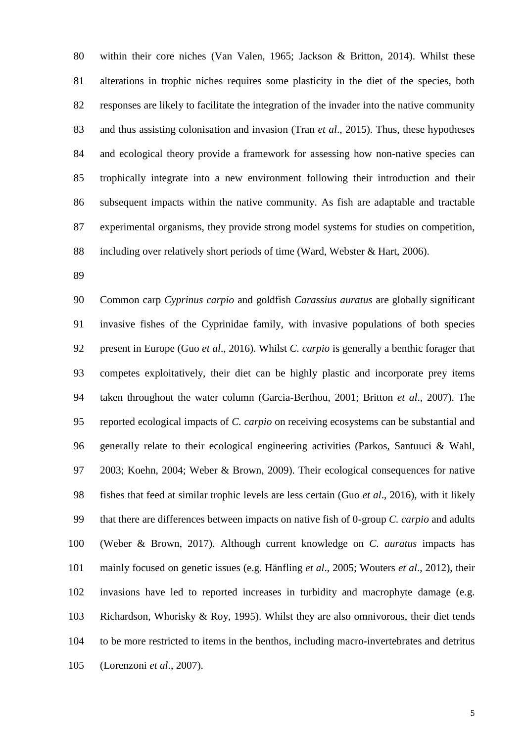within their core niches (Van Valen, 1965; Jackson & Britton, 2014). Whilst these alterations in trophic niches requires some plasticity in the diet of the species, both responses are likely to facilitate the integration of the invader into the native community and thus assisting colonisation and invasion (Tran *et al*., 2015). Thus, these hypotheses and ecological theory provide a framework for assessing how non-native species can trophically integrate into a new environment following their introduction and their subsequent impacts within the native community. As fish are adaptable and tractable experimental organisms, they provide strong model systems for studies on competition, including over relatively short periods of time (Ward, Webster & Hart, 2006).

Common carp *Cyprinus carpio* and goldfish *Carassius auratus* are globally significant invasive fishes of the Cyprinidae family, with invasive populations of both species present in Europe (Guo *et al*., 2016). Whilst *C. carpio* is generally a benthic forager that competes exploitatively, their diet can be highly plastic and incorporate prey items taken throughout the water column (Garcia-Berthou, 2001; Britton *et al*., 2007). The reported ecological impacts of *C. carpio* on receiving ecosystems can be substantial and generally relate to their ecological engineering activities (Parkos, Santuuci & Wahl, 2003; Koehn, 2004; Weber & Brown, 2009). Their ecological consequences for native fishes that feed at similar trophic levels are less certain (Guo *et al*., 2016), with it likely that there are differences between impacts on native fish of 0-group *C. carpio* and adults (Weber & Brown, 2017). Although current knowledge on *C. auratus* impacts has mainly focused on genetic issues (e.g. Hänfling *et al*., 2005; Wouters *et al*., 2012), their invasions have led to reported increases in turbidity and macrophyte damage (e.g. Richardson, Whorisky & Roy, 1995). Whilst they are also omnivorous, their diet tends to be more restricted to items in the benthos, including macro-invertebrates and detritus (Lorenzoni *et al*., 2007).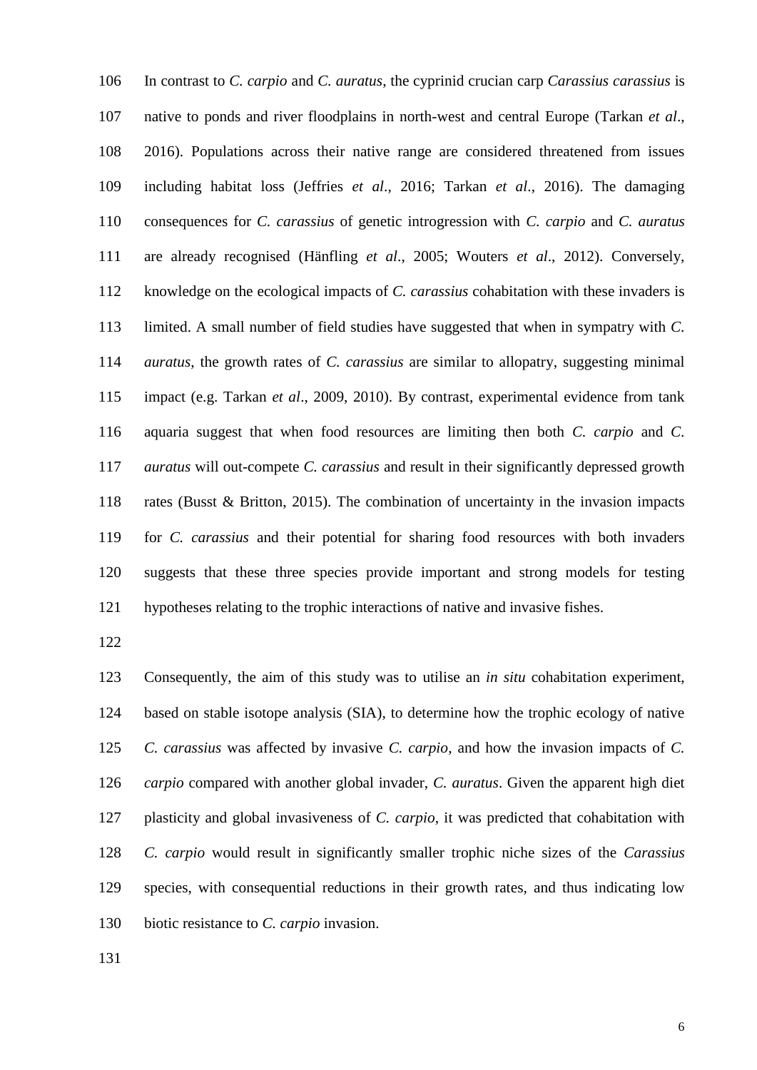In contrast to *C. carpio* and *C. auratus*, the cyprinid crucian carp *Carassius carassius* is native to ponds and river floodplains in north-west and central Europe (Tarkan *et al*., 2016). Populations across their native range are considered threatened from issues including habitat loss (Jeffries *et al*., 2016; Tarkan *et al*., 2016). The damaging consequences for *C. carassius* of genetic introgression with *C. carpio* and *C. auratus* are already recognised (Hänfling *et al*., 2005; Wouters *et al*., 2012). Conversely, knowledge on the ecological impacts of *C. carassius* cohabitation with these invaders is limited. A small number of field studies have suggested that when in sympatry with *C. auratus*, the growth rates of *C. carassius* are similar to allopatry, suggesting minimal impact (e.g. Tarkan *et al*., 2009, 2010). By contrast, experimental evidence from tank aquaria suggest that when food resources are limiting then both *C. carpio* and *C. auratus* will out-compete *C. carassius* and result in their significantly depressed growth rates (Busst & Britton, 2015). The combination of uncertainty in the invasion impacts for *C. carassius* and their potential for sharing food resources with both invaders suggests that these three species provide important and strong models for testing hypotheses relating to the trophic interactions of native and invasive fishes.

Consequently, the aim of this study was to utilise an *in situ* cohabitation experiment, based on stable isotope analysis (SIA), to determine how the trophic ecology of native *C. carassius* was affected by invasive *C. carpio*, and how the invasion impacts of *C. carpio* compared with another global invader, *C. auratus*. Given the apparent high diet plasticity and global invasiveness of *C. carpio*, it was predicted that cohabitation with *C. carpio* would result in significantly smaller trophic niche sizes of the *Carassius* species, with consequential reductions in their growth rates, and thus indicating low biotic resistance to *C. carpio* invasion.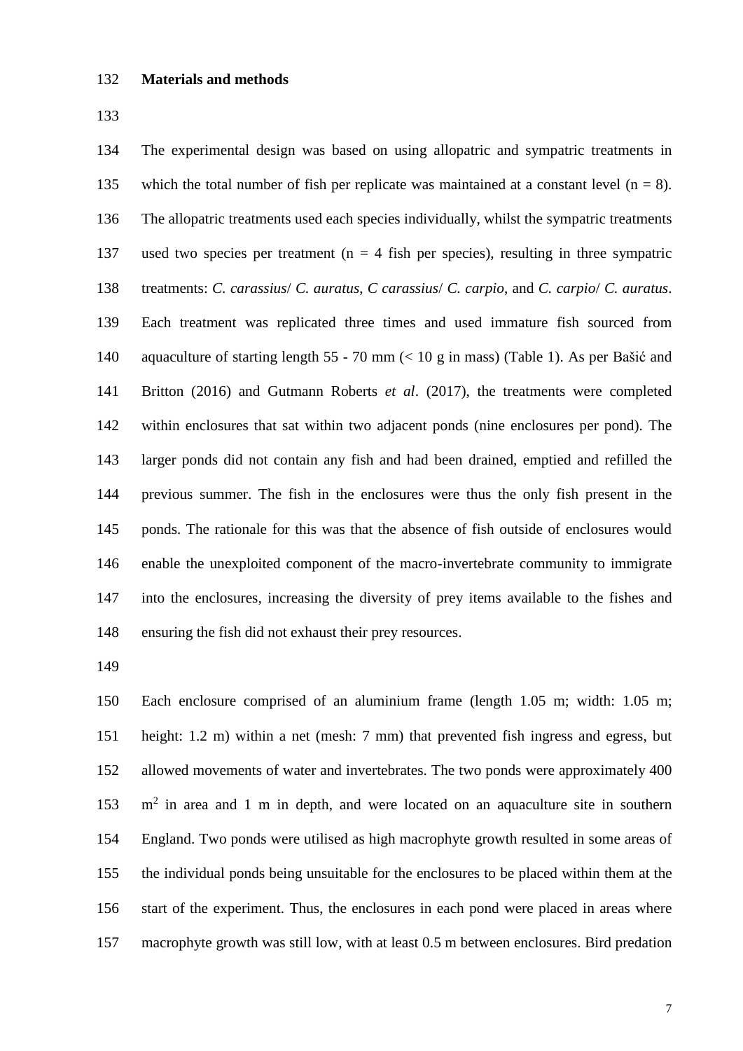**Materials and methods**

The experimental design was based on using allopatric and sympatric treatments in which the total number of fish per replicate was maintained at a constant level ($n = 8$). The allopatric treatments used each species individually, whilst the sympatric treatments used two species per treatment ($n = 4$ fish per species), resulting in three sympatric treatments: *C. carassius*/ *C. auratus*, *C carassius*/ *C. carpio*, and *C. carpio*/ *C. auratus*. Each treatment was replicated three times and used immature fish sourced from aquaculture of starting length 55 - 70 mm (< 10 g in mass) (Table 1). As per Bašić and Britton (2016) and Gutmann Roberts *et al*. (2017), the treatments were completed within enclosures that sat within two adjacent ponds (nine enclosures per pond). The larger ponds did not contain any fish and had been drained, emptied and refilled the previous summer. The fish in the enclosures were thus the only fish present in the ponds. The rationale for this was that the absence of fish outside of enclosures would enable the unexploited component of the macro-invertebrate community to immigrate into the enclosures, increasing the diversity of prey items available to the fishes and ensuring the fish did not exhaust their prey resources.

Each enclosure comprised of an aluminium frame (length 1.05 m; width: 1.05 m; height: 1.2 m) within a net (mesh: 7 mm) that prevented fish ingress and egress, but allowed movements of water and invertebrates. The two ponds were approximately 400 $m^2$ in area and 1 m in depth, and were located on an aquaculture site in southern England. Two ponds were utilised as high macrophyte growth resulted in some areas of the individual ponds being unsuitable for the enclosures to be placed within them at the start of the experiment. Thus, the enclosures in each pond were placed in areas where macrophyte growth was still low, with at least 0.5 m between enclosures. Bird predation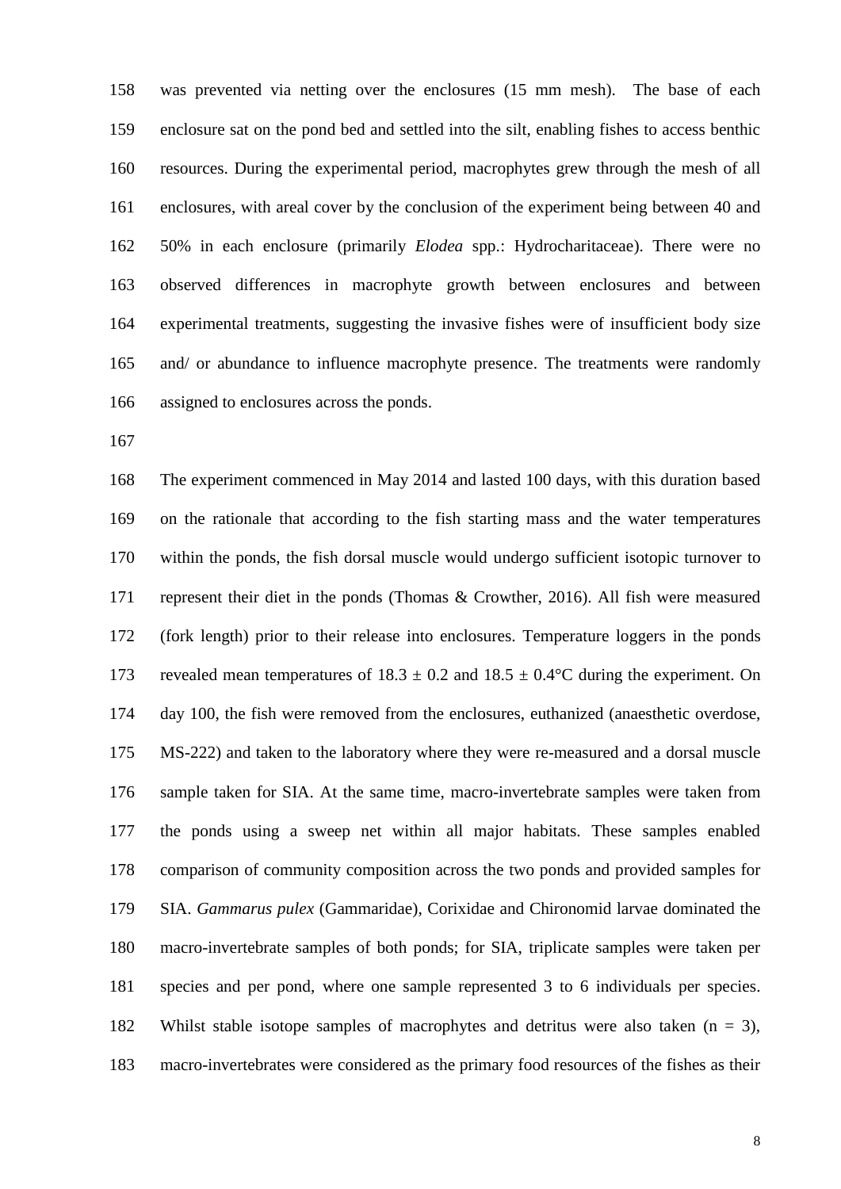was prevented via netting over the enclosures (15 mm mesh). The base of each enclosure sat on the pond bed and settled into the silt, enabling fishes to access benthic resources. During the experimental period, macrophytes grew through the mesh of all enclosures, with areal cover by the conclusion of the experiment being between 40 and 50% in each enclosure (primarily *Elodea* spp.: Hydrocharitaceae). There were no observed differences in macrophyte growth between enclosures and between experimental treatments, suggesting the invasive fishes were of insufficient body size and/ or abundance to influence macrophyte presence. The treatments were randomly assigned to enclosures across the ponds.

The experiment commenced in May 2014 and lasted 100 days, with this duration based on the rationale that according to the fish starting mass and the water temperatures within the ponds, the fish dorsal muscle would undergo sufficient isotopic turnover to represent their diet in the ponds (Thomas & Crowther, 2016). All fish were measured (fork length) prior to their release into enclosures. Temperature loggers in the ponds revealed mean temperatures of $18.3 \pm 0.2$ and $18.5 \pm 0.4$°C during the experiment. On day 100, the fish were removed from the enclosures, euthanized (anaesthetic overdose, MS-222) and taken to the laboratory where they were re-measured and a dorsal muscle sample taken for SIA. At the same time, macro-invertebrate samples were taken from the ponds using a sweep net within all major habitats. These samples enabled comparison of community composition across the two ponds and provided samples for SIA. *Gammarus pulex* (Gammaridae), Corixidae and Chironomid larvae dominated the macro-invertebrate samples of both ponds; for SIA, triplicate samples were taken per species and per pond, where one sample represented 3 to 6 individuals per species. Whilst stable isotope samples of macrophytes and detritus were also taken ($n = 3$), macro-invertebrates were considered as the primary food resources of the fishes as their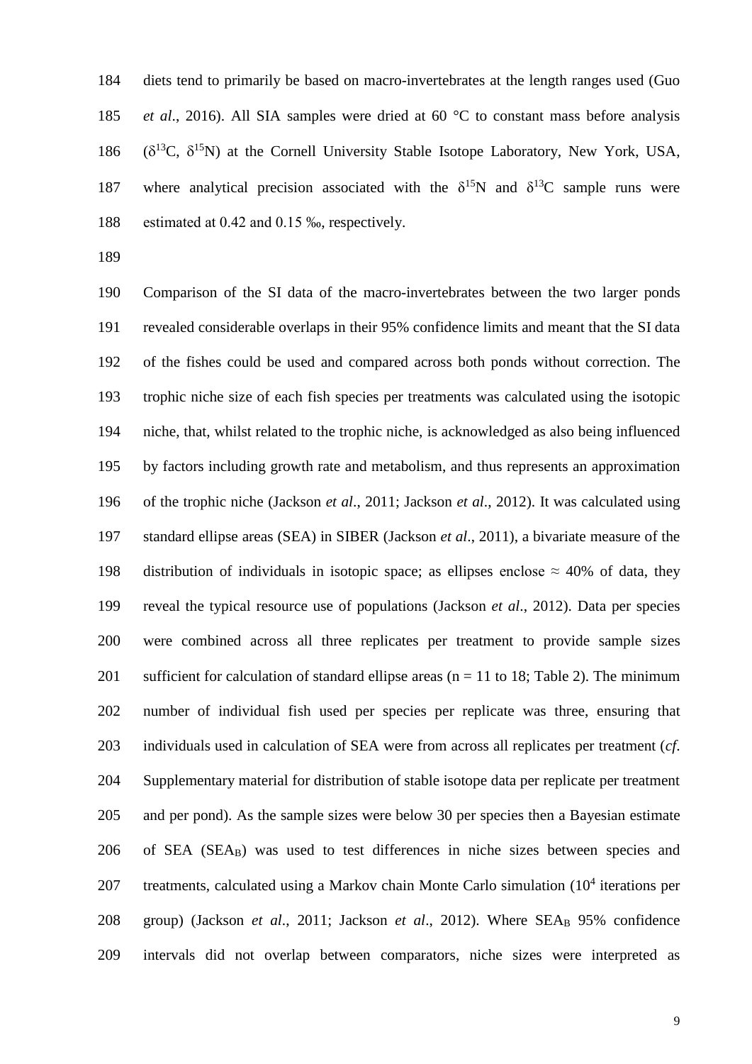diets tend to primarily be based on macro-invertebrates at the length ranges used (Guo *et al*., 2016). All SIA samples were dried at 60 °C to constant mass before analysis ($\delta^{13}C$, $\delta^{15}N$) at the Cornell University Stable Isotope Laboratory, New York, USA, where analytical precision associated with the $\delta^{15}N$ and $\delta^{13}C$ sample runs were estimated at 0.42 and 0.15 ‰, respectively.

Comparison of the SI data of the macro-invertebrates between the two larger ponds revealed considerable overlaps in their 95% confidence limits and meant that the SI data of the fishes could be used and compared across both ponds without correction. The trophic niche size of each fish species per treatments was calculated using the isotopic niche, that, whilst related to the trophic niche, is acknowledged as also being influenced by factors including growth rate and metabolism, and thus represents an approximation of the trophic niche (Jackson *et al*., 2011; Jackson *et al*., 2012). It was calculated using standard ellipse areas (SEA) in SIBER (Jackson *et al*., 2011), a bivariate measure of the distribution of individuals in isotopic space; as ellipses enclose ≈ 40% of data, they reveal the typical resource use of populations (Jackson *et al*., 2012). Data per species were combined across all three replicates per treatment to provide sample sizes sufficient for calculation of standard ellipse areas (n = 11 to 18; Table 2). The minimum number of individual fish used per species per replicate was three, ensuring that individuals used in calculation of SEA were from across all replicates per treatment (*cf.* Supplementary material for distribution of stable isotope data per replicate per treatment and per pond). As the sample sizes were below 30 per species then a Bayesian estimate of SEA ($SEA_B$) was used to test differences in niche sizes between species and treatments, calculated using a Markov chain Monte Carlo simulation ($10^4$ iterations per group) (Jackson *et al*., 2011; Jackson *et al*., 2012). Where $SEA_B$ 95% confidence intervals did not overlap between comparators, niche sizes were interpreted as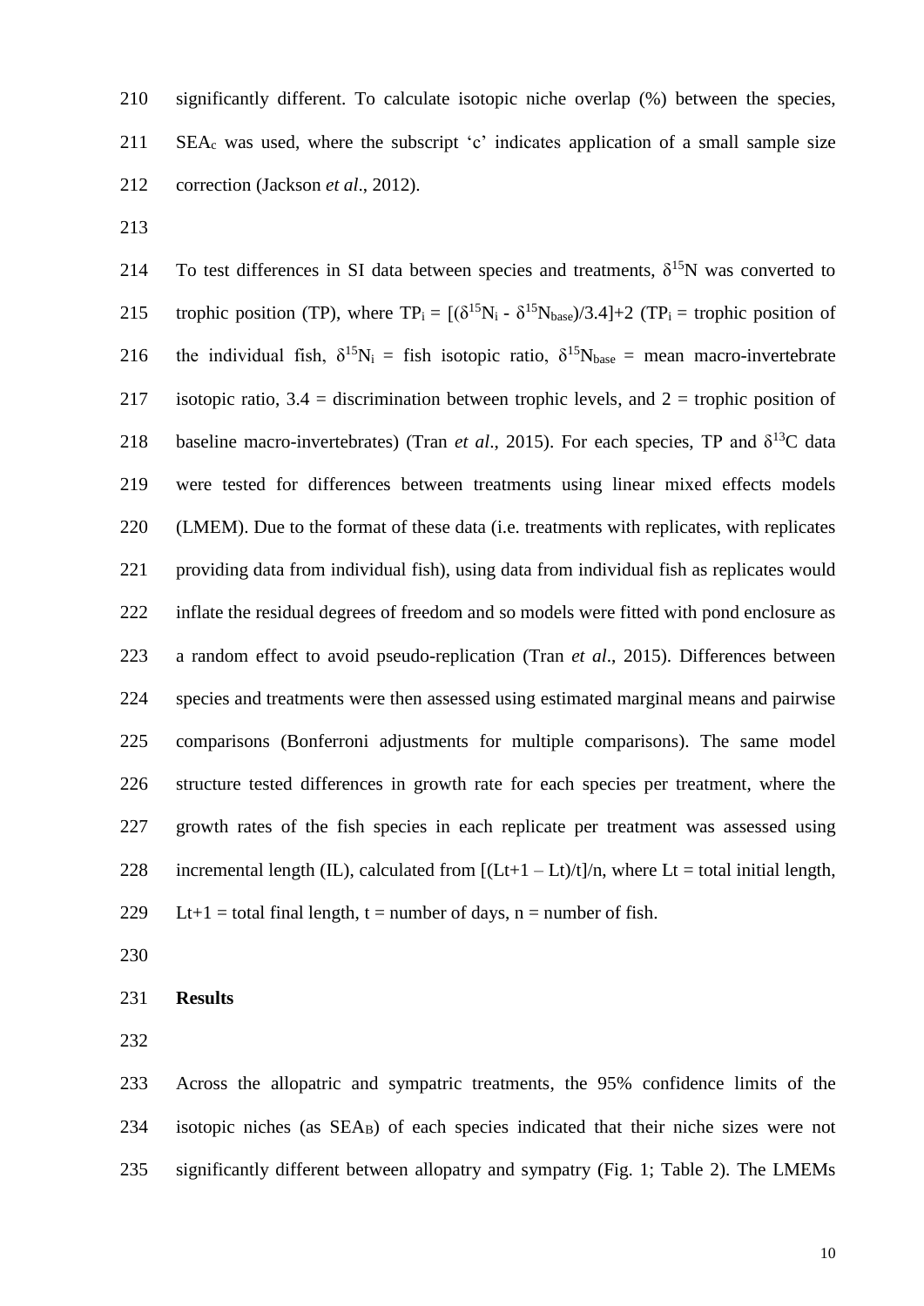significantly different. To calculate isotopic niche overlap (%) between the species, $SEA_c$ was used, where the subscript 'c' indicates application of a small sample size correction (Jackson *et al*., 2012).

To test differences in SI data between species and treatments, $\delta^{15}N$ was converted to trophic position (TP), where $TP_i = [(\delta^{15}N_i - \delta^{15}N_{base})/3.4]+2$ ($TP_i$ = trophic position of the individual fish, $\delta^{15}N_i$ = fish isotopic ratio, $\delta^{15}N_{base}$ = mean macro-invertebrate isotopic ratio, 3.4 = discrimination between trophic levels, and 2 = trophic position of baseline macro-invertebrates) (Tran *et al*., 2015). For each species, TP and $\delta^{13}C$ data were tested for differences between treatments using linear mixed effects models (LMEM). Due to the format of these data (i.e. treatments with replicates, with replicates providing data from individual fish), using data from individual fish as replicates would inflate the residual degrees of freedom and so models were fitted with pond enclosure as a random effect to avoid pseudo-replication (Tran *et al*., 2015). Differences between species and treatments were then assessed using estimated marginal means and pairwise comparisons (Bonferroni adjustments for multiple comparisons). The same model structure tested differences in growth rate for each species per treatment, where the growth rates of the fish species in each replicate per treatment was assessed using incremental length (IL), calculated from $[(Lt+1 - Lt)/t]/n$, where Lt = total initial length, Lt+1 = total final length, t = number of days, n = number of fish.

**Results**

Across the allopatric and sympatric treatments, the 95% confidence limits of the isotopic niches (as $SEA_B$) of each species indicated that their niche sizes were not significantly different between allopatry and sympatry (Fig. 1; Table 2). The LMEMs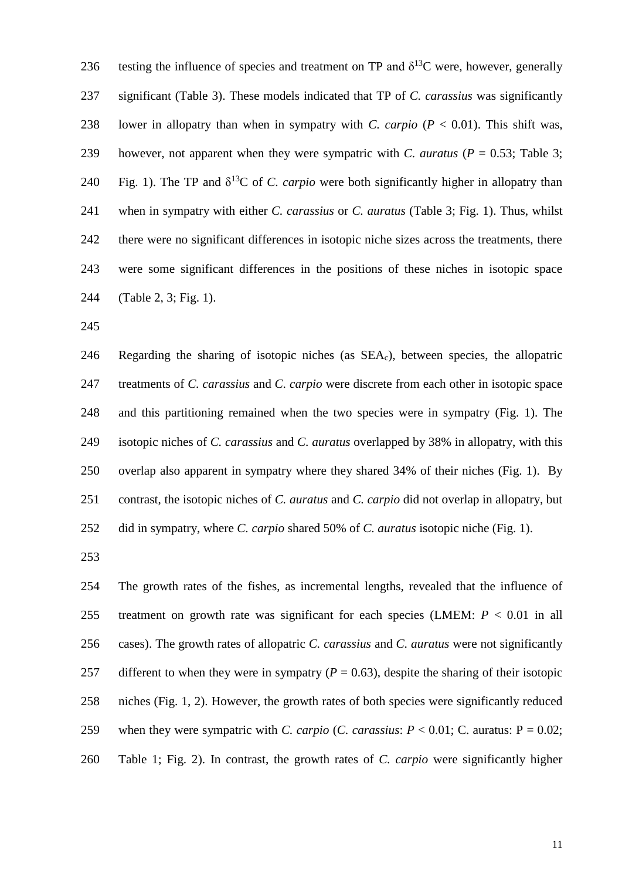testing the influence of species and treatment on TP and $\delta^{13}C$ were, however, generally significant (Table 3). These models indicated that TP of *C. carassius* was significantly lower in allopatry than when in sympatry with *C. carpio* ($P < 0.01$). This shift was, however, not apparent when they were sympatric with *C. auratus* ($P = 0.53$; Table 3; Fig. 1). The TP and $\delta^{13}C$ of *C. carpio* were both significantly higher in allopatry than when in sympatry with either *C. carassius* or *C. auratus* (Table 3; Fig. 1). Thus, whilst there were no significant differences in isotopic niche sizes across the treatments, there were some significant differences in the positions of these niches in isotopic space (Table 2, 3; Fig. 1).

Regarding the sharing of isotopic niches (as $SEA_c$), between species, the allopatric treatments of *C. carassius* and *C. carpio* were discrete from each other in isotopic space and this partitioning remained when the two species were in sympatry (Fig. 1). The isotopic niches of *C. carassius* and *C. auratus* overlapped by 38% in allopatry, with this overlap also apparent in sympatry where they shared 34% of their niches (Fig. 1). By contrast, the isotopic niches of *C. auratus* and *C. carpio* did not overlap in allopatry, but did in sympatry, where *C. carpio* shared 50% of *C. auratus* isotopic niche (Fig. 1).

The growth rates of the fishes, as incremental lengths, revealed that the influence of treatment on growth rate was significant for each species (LMEM: $P < 0.01$ in all cases). The growth rates of allopatric *C. carassius* and *C. auratus* were not significantly different to when they were in sympatry ($P = 0.63$), despite the sharing of their isotopic niches (Fig. 1, 2). However, the growth rates of both species were significantly reduced when they were sympatric with *C. carpio* (*C. carassius*: $P < 0.01$; C. auratus: $P = 0.02$; Table 1; Fig. 2). In contrast, the growth rates of *C. carpio* were significantly higher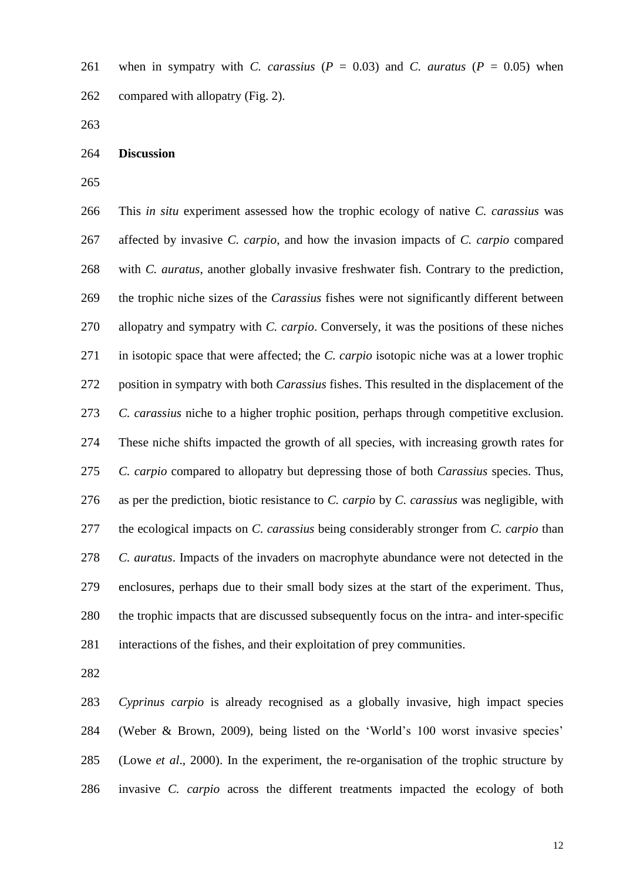when in sympatry with *C. carassius* ($P$ = 0.03) and *C. auratus* ($P$ = 0.05) when compared with allopatry (Fig. 2).

## Discussion

This *in situ* experiment assessed how the trophic ecology of native *C. carassius* was affected by invasive *C. carpio*, and how the invasion impacts of *C. carpio* compared with *C. auratus*, another globally invasive freshwater fish. Contrary to the prediction, the trophic niche sizes of the *Carassius* fishes were not significantly different between allopatry and sympatry with *C. carpio*. Conversely, it was the positions of these niches in isotopic space that were affected; the *C. carpio* isotopic niche was at a lower trophic position in sympatry with both *Carassius* fishes. This resulted in the displacement of the *C. carassius* niche to a higher trophic position, perhaps through competitive exclusion. These niche shifts impacted the growth of all species, with increasing growth rates for *C. carpio* compared to allopatry but depressing those of both *Carassius* species. Thus, as per the prediction, biotic resistance to *C. carpio* by *C. carassius* was negligible, with the ecological impacts on *C. carassius* being considerably stronger from *C. carpio* than *C. auratus*. Impacts of the invaders on macrophyte abundance were not detected in the enclosures, perhaps due to their small body sizes at the start of the experiment. Thus, the trophic impacts that are discussed subsequently focus on the intra- and inter-specific interactions of the fishes, and their exploitation of prey communities.

*Cyprinus carpio* is already recognised as a globally invasive, high impact species (Weber & Brown, 2009), being listed on the 'World's 100 worst invasive species' (Lowe *et al*., 2000). In the experiment, the re-organisation of the trophic structure by invasive *C. carpio* across the different treatments impacted the ecology of both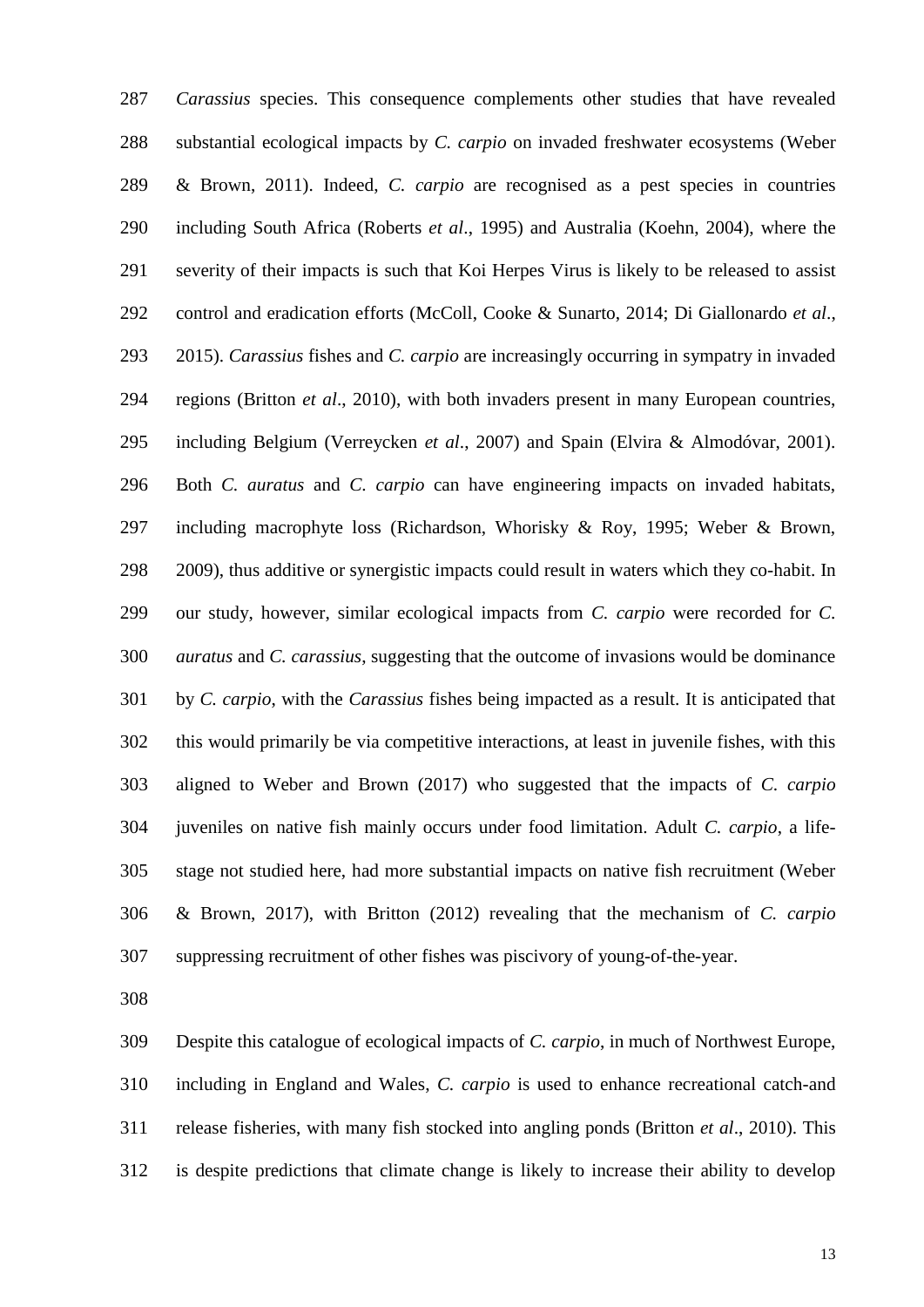*Carassius* species. This consequence complements other studies that have revealed substantial ecological impacts by *C. carpio* on invaded freshwater ecosystems (Weber & Brown, 2011). Indeed, *C. carpio* are recognised as a pest species in countries including South Africa (Roberts *et al*., 1995) and Australia (Koehn, 2004), where the severity of their impacts is such that Koi Herpes Virus is likely to be released to assist control and eradication efforts (McColl, Cooke & Sunarto, 2014; Di Giallonardo *et al*., 2015). *Carassius* fishes and *C. carpio* are increasingly occurring in sympatry in invaded regions (Britton *et al*., 2010), with both invaders present in many European countries, including Belgium (Verreycken *et al*., 2007) and Spain (Elvira & Almodóvar, 2001). Both *C. auratus* and *C. carpio* can have engineering impacts on invaded habitats, including macrophyte loss (Richardson, Whorisky & Roy, 1995; Weber & Brown, 2009), thus additive or synergistic impacts could result in waters which they co-habit. In our study, however, similar ecological impacts from *C. carpio* were recorded for *C. auratus* and *C. carassius*, suggesting that the outcome of invasions would be dominance by *C. carpio*, with the *Carassius* fishes being impacted as a result. It is anticipated that this would primarily be via competitive interactions, at least in juvenile fishes, with this aligned to Weber and Brown (2017) who suggested that the impacts of *C. carpio* juveniles on native fish mainly occurs under food limitation. Adult *C. carpio*, a life-stage not studied here, had more substantial impacts on native fish recruitment (Weber & Brown, 2017), with Britton (2012) revealing that the mechanism of *C. carpio* suppressing recruitment of other fishes was piscivory of young-of-the-year.

Despite this catalogue of ecological impacts of *C. carpio*, in much of Northwest Europe, including in England and Wales, *C. carpio* is used to enhance recreational catch-and release fisheries, with many fish stocked into angling ponds (Britton *et al*., 2010). This is despite predictions that climate change is likely to increase their ability to develop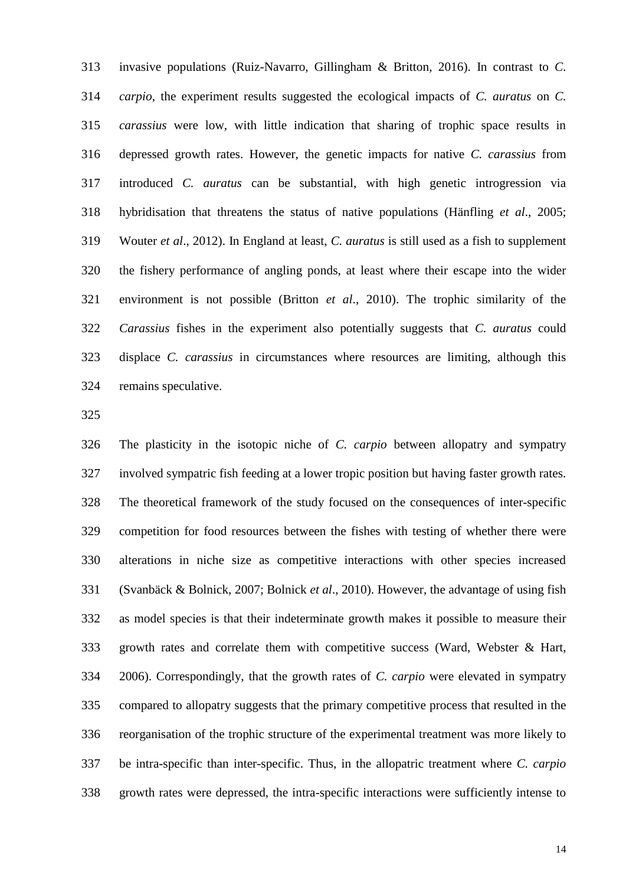invasive populations (Ruiz-Navarro, Gillingham & Britton, 2016). In contrast to *C. carpio*, the experiment results suggested the ecological impacts of *C. auratus* on *C. carassius* were low, with little indication that sharing of trophic space results in depressed growth rates. However, the genetic impacts for native *C. carassius* from introduced *C. auratus* can be substantial, with high genetic introgression via hybridisation that threatens the status of native populations (Hänfling *et al*., 2005; Wouter *et al*., 2012). In England at least, *C. auratus* is still used as a fish to supplement the fishery performance of angling ponds, at least where their escape into the wider environment is not possible (Britton *et al*., 2010). The trophic similarity of the *Carassius* fishes in the experiment also potentially suggests that *C. auratus* could displace *C. carassius* in circumstances where resources are limiting, although this remains speculative.

The plasticity in the isotopic niche of *C. carpio* between allopatry and sympatry involved sympatric fish feeding at a lower tropic position but having faster growth rates. The theoretical framework of the study focused on the consequences of inter-specific competition for food resources between the fishes with testing of whether there were alterations in niche size as competitive interactions with other species increased (Svanbäck & Bolnick, 2007; Bolnick *et al*., 2010). However, the advantage of using fish as model species is that their indeterminate growth makes it possible to measure their growth rates and correlate them with competitive success (Ward, Webster & Hart, 2006). Correspondingly, that the growth rates of *C. carpio* were elevated in sympatry compared to allopatry suggests that the primary competitive process that resulted in the reorganisation of the trophic structure of the experimental treatment was more likely to be intra-specific than inter-specific. Thus, in the allopatric treatment where *C. carpio* growth rates were depressed, the intra-specific interactions were sufficiently intense to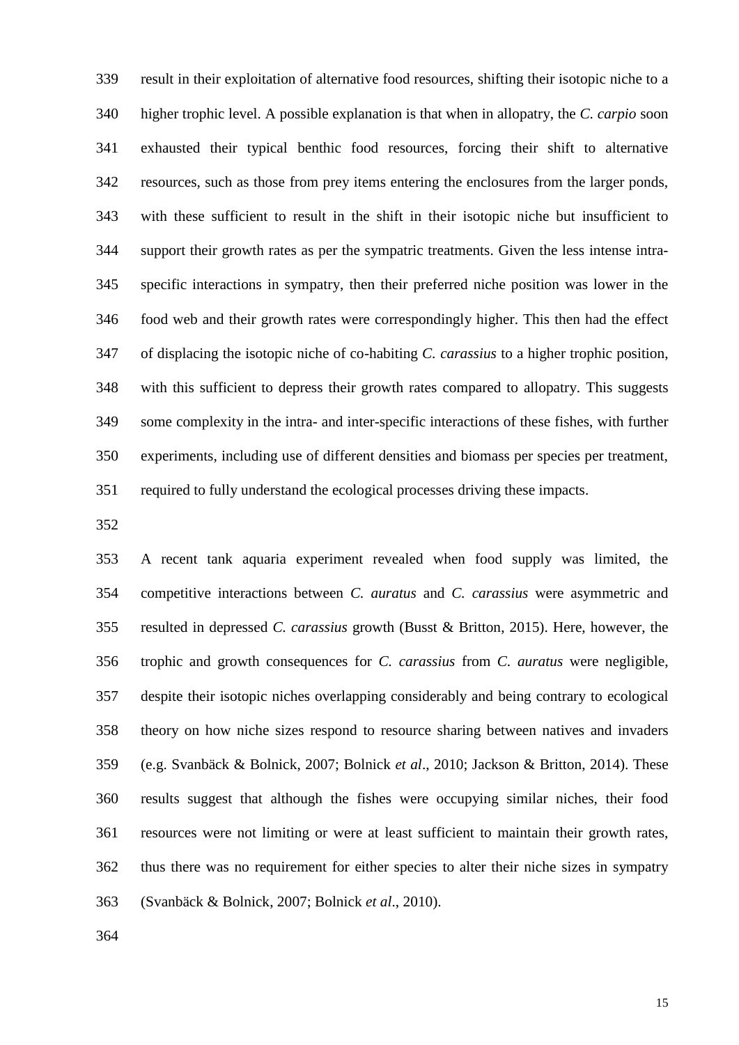result in their exploitation of alternative food resources, shifting their isotopic niche to a higher trophic level. A possible explanation is that when in allopatry, the *C. carpio* soon exhausted their typical benthic food resources, forcing their shift to alternative resources, such as those from prey items entering the enclosures from the larger ponds, with these sufficient to result in the shift in their isotopic niche but insufficient to support their growth rates as per the sympatric treatments. Given the less intense intra-specific interactions in sympatry, then their preferred niche position was lower in the food web and their growth rates were correspondingly higher. This then had the effect of displacing the isotopic niche of co-habiting *C. carassius* to a higher trophic position, with this sufficient to depress their growth rates compared to allopatry. This suggests some complexity in the intra- and inter-specific interactions of these fishes, with further experiments, including use of different densities and biomass per species per treatment, required to fully understand the ecological processes driving these impacts.

A recent tank aquaria experiment revealed when food supply was limited, the competitive interactions between *C. auratus* and *C. carassius* were asymmetric and resulted in depressed *C. carassius* growth (Busst & Britton, 2015). Here, however, the trophic and growth consequences for *C. carassius* from *C. auratus* were negligible, despite their isotopic niches overlapping considerably and being contrary to ecological theory on how niche sizes respond to resource sharing between natives and invaders (e.g. Svanbäck & Bolnick, 2007; Bolnick *et al*., 2010; Jackson & Britton, 2014). These results suggest that although the fishes were occupying similar niches, their food resources were not limiting or were at least sufficient to maintain their growth rates, thus there was no requirement for either species to alter their niche sizes in sympatry (Svanbäck & Bolnick, 2007; Bolnick *et al*., 2010).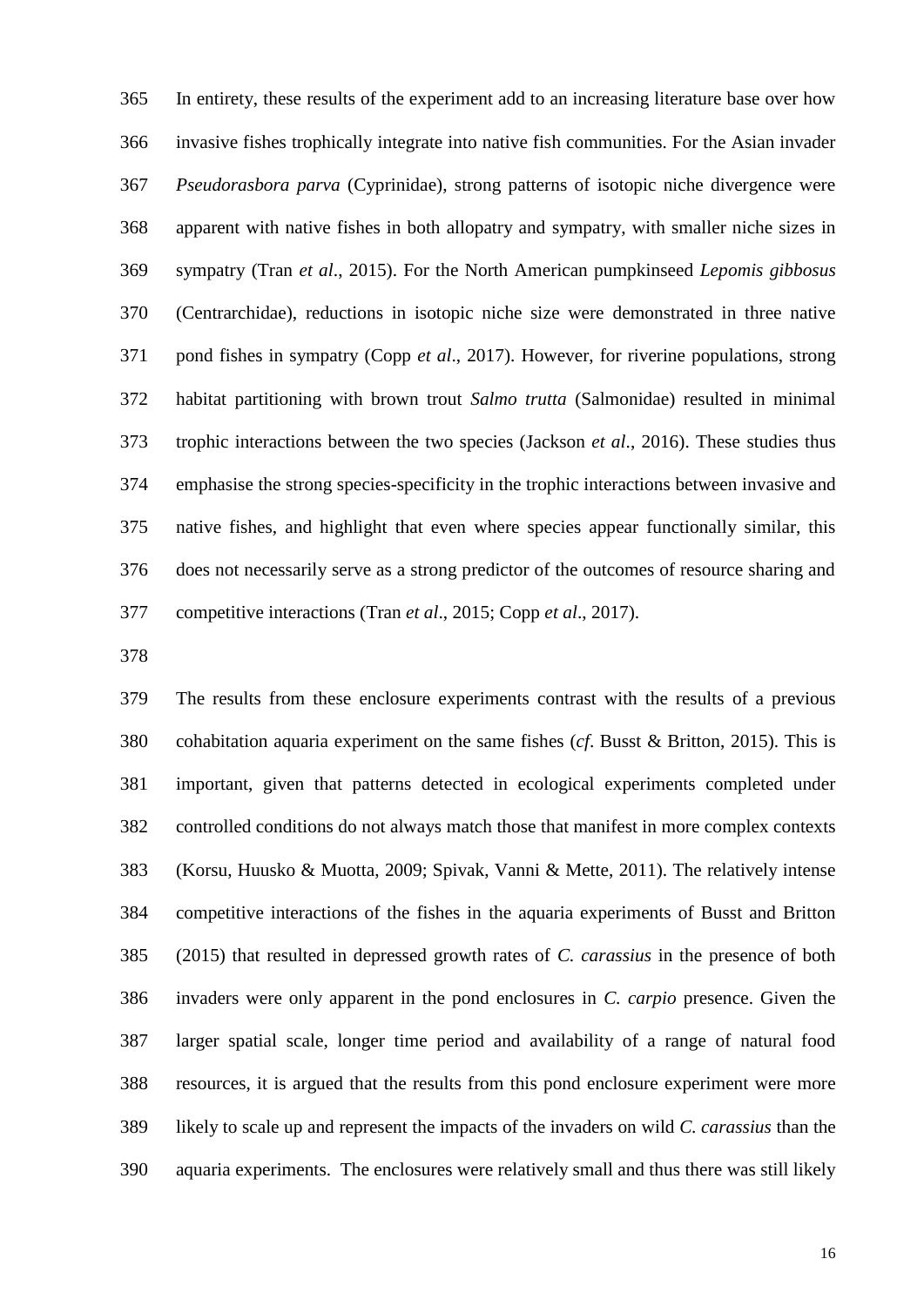In entirety, these results of the experiment add to an increasing literature base over how invasive fishes trophically integrate into native fish communities. For the Asian invader *Pseudorasbora parva* (Cyprinidae), strong patterns of isotopic niche divergence were apparent with native fishes in both allopatry and sympatry, with smaller niche sizes in sympatry (Tran *et al*., 2015). For the North American pumpkinseed *Lepomis gibbosus* (Centrarchidae), reductions in isotopic niche size were demonstrated in three native pond fishes in sympatry (Copp *et al*., 2017). However, for riverine populations, strong habitat partitioning with brown trout *Salmo trutta* (Salmonidae) resulted in minimal trophic interactions between the two species (Jackson *et al*., 2016). These studies thus emphasise the strong species-specificity in the trophic interactions between invasive and native fishes, and highlight that even where species appear functionally similar, this does not necessarily serve as a strong predictor of the outcomes of resource sharing and competitive interactions (Tran *et al*., 2015; Copp *et al*., 2017).

The results from these enclosure experiments contrast with the results of a previous cohabitation aquaria experiment on the same fishes (*cf*. Busst & Britton, 2015). This is important, given that patterns detected in ecological experiments completed under controlled conditions do not always match those that manifest in more complex contexts (Korsu, Huusko & Muotta, 2009; Spivak, Vanni & Mette, 2011). The relatively intense competitive interactions of the fishes in the aquaria experiments of Busst and Britton (2015) that resulted in depressed growth rates of *C. carassius* in the presence of both invaders were only apparent in the pond enclosures in *C. carpio* presence. Given the larger spatial scale, longer time period and availability of a range of natural food resources, it is argued that the results from this pond enclosure experiment were more likely to scale up and represent the impacts of the invaders on wild *C. carassius* than the aquaria experiments. The enclosures were relatively small and thus there was still likely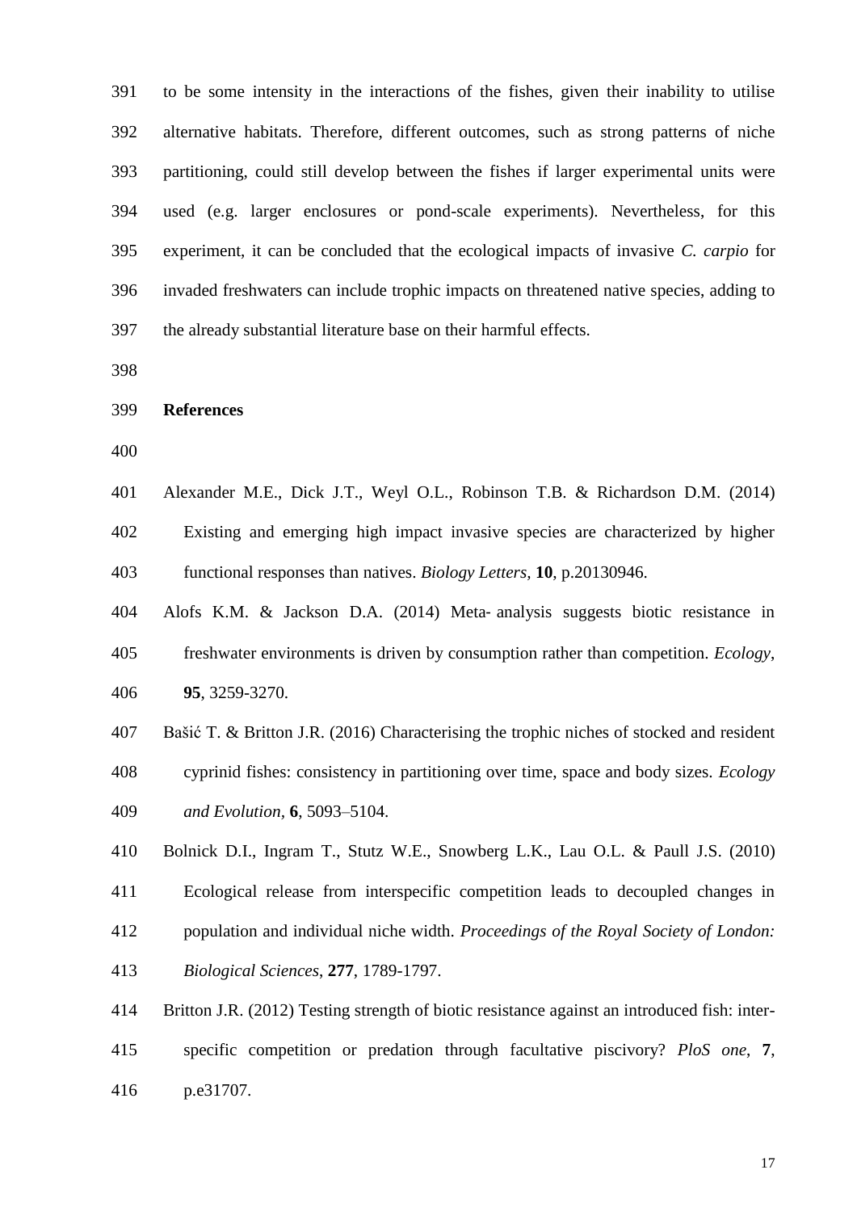to be some intensity in the interactions of the fishes, given their inability to utilise alternative habitats. Therefore, different outcomes, such as strong patterns of niche partitioning, could still develop between the fishes if larger experimental units were used (e.g. larger enclosures or pond-scale experiments). Nevertheless, for this experiment, it can be concluded that the ecological impacts of invasive *C. carpio* for invaded freshwaters can include trophic impacts on threatened native species, adding to the already substantial literature base on their harmful effects.

## References

Alexander M.E., Dick J.T., Weyl O.L., Robinson T.B. & Richardson D.M. (2014) Existing and emerging high impact invasive species are characterized by higher functional responses than natives. *Biology Letters*, **10**, p.20130946.

Alofs K.M. & Jackson D.A. (2014) Meta- analysis suggests biotic resistance in freshwater environments is driven by consumption rather than competition. *Ecology*, **95**, 3259-3270.

Bašić T. & Britton J.R. (2016) Characterising the trophic niches of stocked and resident cyprinid fishes: consistency in partitioning over time, space and body sizes. *Ecology and Evolution*, **6**, 5093–5104.

Bolnick D.I., Ingram T., Stutz W.E., Snowberg L.K., Lau O.L. & Paull J.S. (2010) Ecological release from interspecific competition leads to decoupled changes in population and individual niche width. *Proceedings of the Royal Society of London: Biological Sciences*, **277**, 1789-1797.

Britton J.R. (2012) Testing strength of biotic resistance against an introduced fish: inter-specific competition or predation through facultative piscivory? *PloS one*, **7**, p.e31707.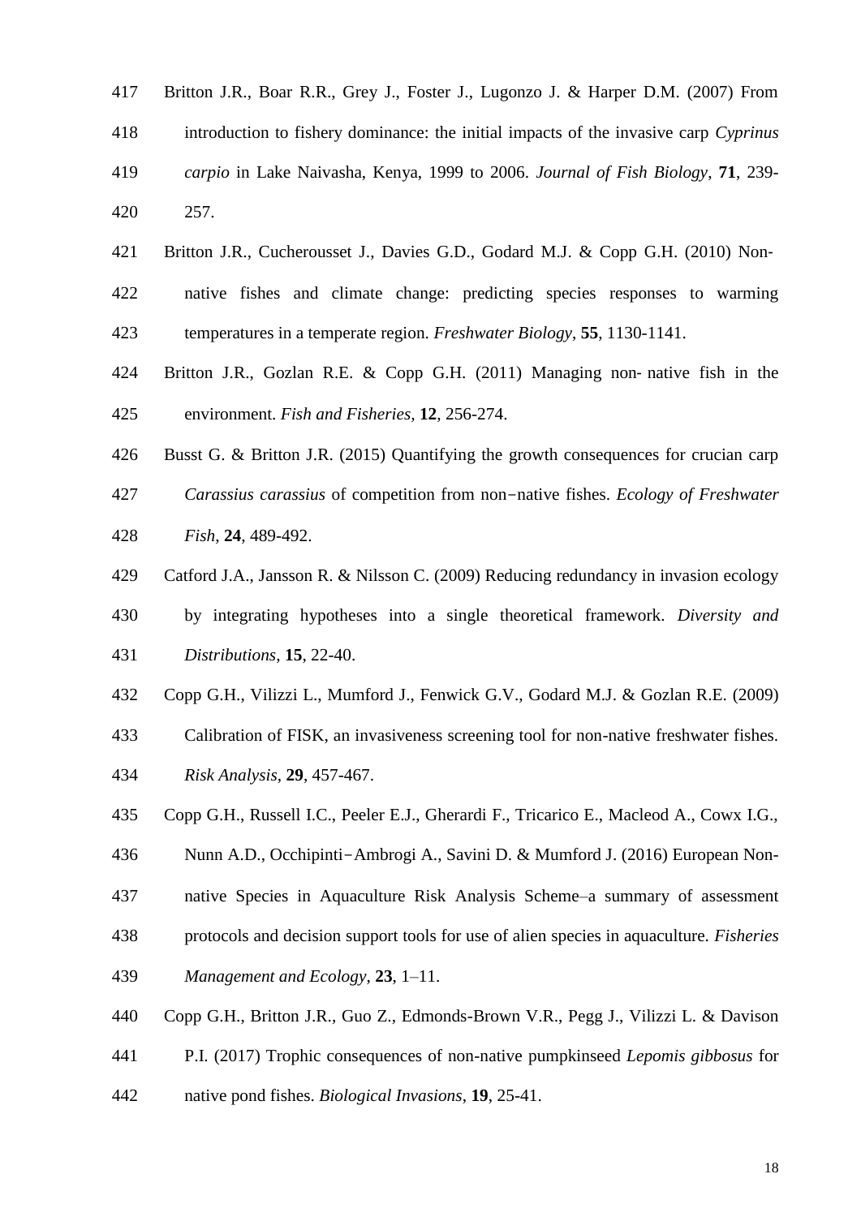Britton J.R., Boar R.R., Grey J., Foster J., Lugonzo J. & Harper D.M. (2007) From introduction to fishery dominance: the initial impacts of the invasive carp *Cyprinus carpio* in Lake Naivasha, Kenya, 1999 to 2006. *Journal of Fish Biology*, **71**, 239-257.

Britton J.R., Cucherousset J., Davies G.D., Godard M.J. & Copp G.H. (2010) Non-native fishes and climate change: predicting species responses to warming temperatures in a temperate region. *Freshwater Biology*, **55**, 1130-1141.

Britton J.R., Gozlan R.E. & Copp G.H. (2011) Managing non- native fish in the environment. *Fish and Fisheries*, **12**, 256-274.

Busst G. & Britton J.R. (2015) Quantifying the growth consequences for crucian carp *Carassius carassius* of competition from non−native fishes. *Ecology of Freshwater Fish*, **24**, 489-492.

Catford J.A., Jansson R. & Nilsson C. (2009) Reducing redundancy in invasion ecology by integrating hypotheses into a single theoretical framework. *Diversity and Distributions*, **15**, 22-40.

Copp G.H., Vilizzi L., Mumford J., Fenwick G.V., Godard M.J. & Gozlan R.E. (2009) Calibration of FISK, an invasiveness screening tool for non-native freshwater fishes. *Risk Analysis*, **29**, 457-467.

Copp G.H., Russell I.C., Peeler E.J., Gherardi F., Tricarico E., Macleod A., Cowx I.G., Nunn A.D., Occhipinti−Ambrogi A., Savini D. & Mumford J. (2016) European Non-native Species in Aquaculture Risk Analysis Scheme–a summary of assessment protocols and decision support tools for use of alien species in aquaculture. *Fisheries Management and Ecology*, **23**, 1–11.

Copp G.H., Britton J.R., Guo Z., Edmonds-Brown V.R., Pegg J., Vilizzi L. & Davison P.I. (2017) Trophic consequences of non-native pumpkinseed *Lepomis gibbosus* for native pond fishes. *Biological Invasions*, **19**, 25-41.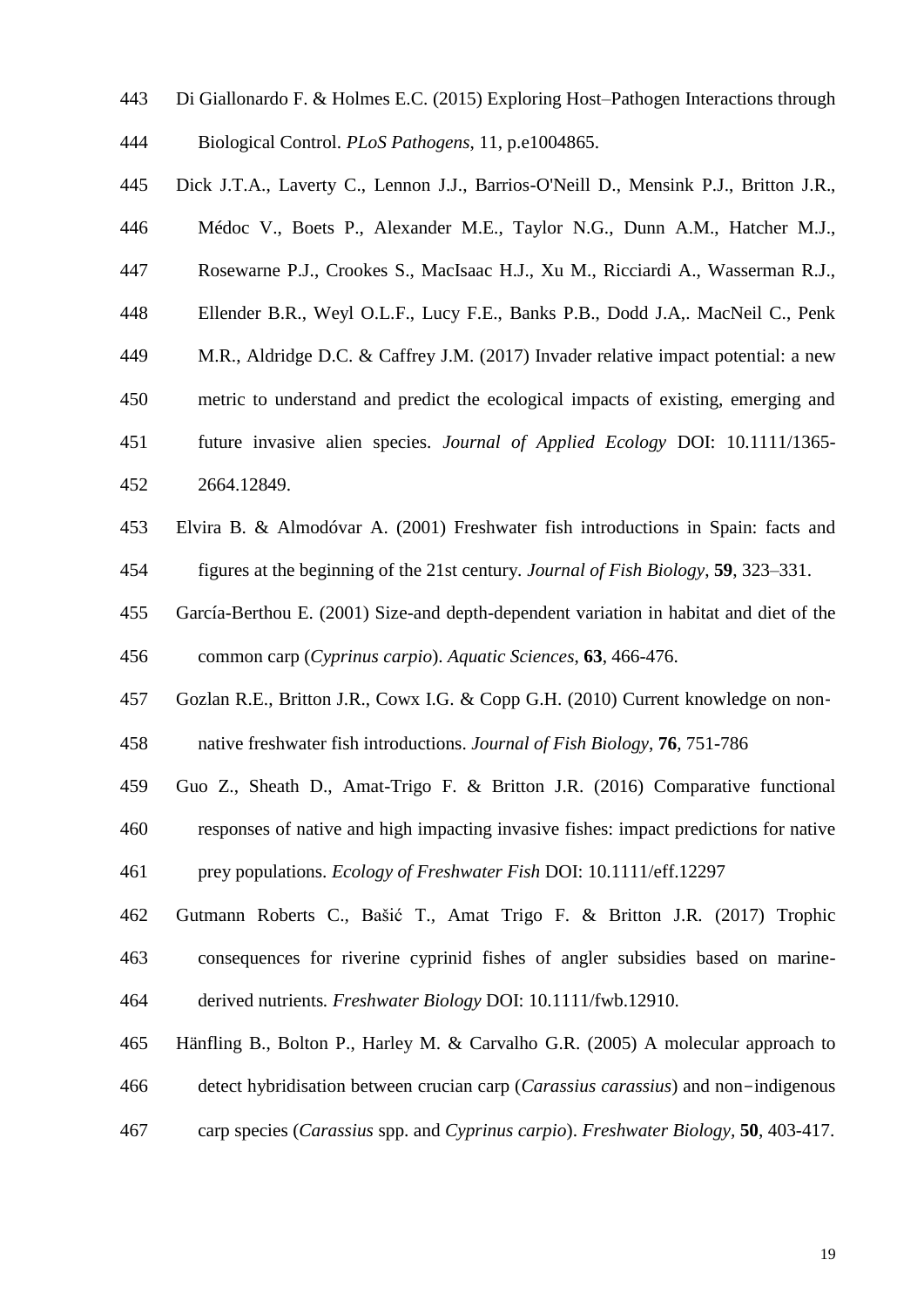Di Giallonardo F. & Holmes E.C. (2015) Exploring Host–Pathogen Interactions through Biological Control. *PLoS Pathogens*, 11, p.e1004865.

Dick J.T.A., Laverty C., Lennon J.J., Barrios-O'Neill D., Mensink P.J., Britton J.R., Médoc V., Boets P., Alexander M.E., Taylor N.G., Dunn A.M., Hatcher M.J., Rosewarne P.J., Crookes S., MacIsaac H.J., Xu M., Ricciardi A., Wasserman R.J., Ellender B.R., Weyl O.L.F., Lucy F.E., Banks P.B., Dodd J.A,. MacNeil C., Penk M.R., Aldridge D.C. & Caffrey J.M. (2017) Invader relative impact potential: a new metric to understand and predict the ecological impacts of existing, emerging and future invasive alien species. *Journal of Applied Ecology* DOI: 10.1111/1365-2664.12849.

Elvira B. & Almodóvar A. (2001) Freshwater fish introductions in Spain: facts and figures at the beginning of the 21st century. *Journal of Fish Biology*, **59**, 323–331.

García-Berthou E. (2001) Size-and depth-dependent variation in habitat and diet of the common carp (*Cyprinus carpio*). *Aquatic Sciences*, **63**, 466-476.

Gozlan R.E., Britton J.R., Cowx I.G. & Copp G.H. (2010) Current knowledge on non-native freshwater fish introductions. *Journal of Fish Biology*, **76**, 751-786

Guo Z., Sheath D., Amat-Trigo F. & Britton J.R. (2016) Comparative functional responses of native and high impacting invasive fishes: impact predictions for native prey populations. *Ecology of Freshwater Fish* DOI: 10.1111/eff.12297

Gutmann Roberts C., Bašić T., Amat Trigo F. & Britton J.R. (2017) Trophic consequences for riverine cyprinid fishes of angler subsidies based on marine-derived nutrients. *Freshwater Biology* DOI: 10.1111/fwb.12910.

Hänfling B., Bolton P., Harley M. & Carvalho G.R. (2005) A molecular approach to detect hybridisation between crucian carp (*Carassius carassius*) and non-indigenous carp species (*Carassius* spp. and *Cyprinus carpio*). *Freshwater Biology*, **50**, 403-417.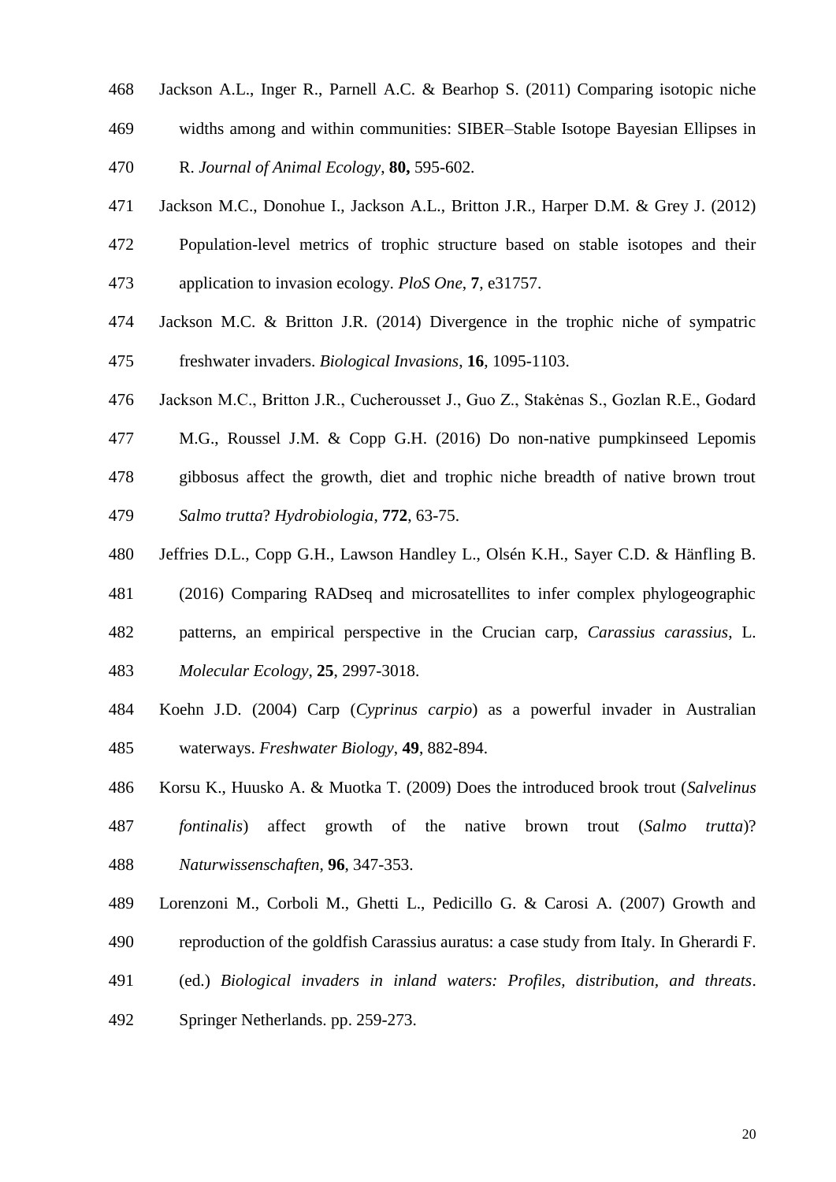Jackson A.L., Inger R., Parnell A.C. & Bearhop S. (2011) Comparing isotopic niche widths among and within communities: SIBER–Stable Isotope Bayesian Ellipses in R. *Journal of Animal Ecology*, **80,** 595-602.

Jackson M.C., Donohue I., Jackson A.L., Britton J.R., Harper D.M. & Grey J. (2012) Population-level metrics of trophic structure based on stable isotopes and their application to invasion ecology. *PloS One*, **7**, e31757.

Jackson M.C. & Britton J.R. (2014) Divergence in the trophic niche of sympatric freshwater invaders. *Biological Invasions*, **16**, 1095-1103.

Jackson M.C., Britton J.R., Cucherousset J., Guo Z., Stakėnas S., Gozlan R.E., Godard M.G., Roussel J.M. & Copp G.H. (2016) Do non-native pumpkinseed Lepomis gibbosus affect the growth, diet and trophic niche breadth of native brown trout *Salmo trutta*? *Hydrobiologia*, **772**, 63-75.

Jeffries D.L., Copp G.H., Lawson Handley L., Olsén K.H., Sayer C.D. & Hänfling B. (2016) Comparing RADseq and microsatellites to infer complex phylogeographic patterns, an empirical perspective in the Crucian carp, *Carassius carassius*, L. *Molecular Ecology*, **25**, 2997-3018.

Koehn J.D. (2004) Carp (*Cyprinus carpio*) as a powerful invader in Australian waterways. *Freshwater Biology*, **49**, 882-894.

Korsu K., Huusko A. & Muotka T. (2009) Does the introduced brook trout (*Salvelinus fontinalis*) affect growth of the native brown trout (*Salmo trutta*)? *Naturwissenschaften*, **96**, 347-353.

Lorenzoni M., Corboli M., Ghetti L., Pedicillo G. & Carosi A. (2007) Growth and reproduction of the goldfish Carassius auratus: a case study from Italy. In Gherardi F. (ed.) *Biological invaders in inland waters: Profiles, distribution, and threats*. Springer Netherlands. pp. 259-273.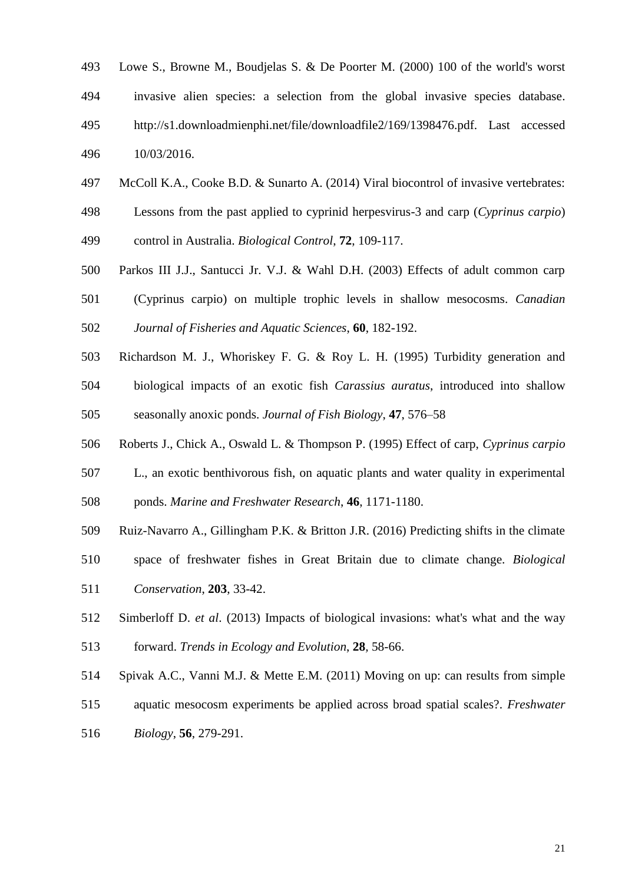Lowe S., Browne M., Boudjelas S. & De Poorter M. (2000) 100 of the world's worst invasive alien species: a selection from the global invasive species database. http://s1.downloadmienphi.net/file/downloadfile2/169/1398476.pdf. Last accessed 10/03/2016.

McColl K.A., Cooke B.D. & Sunarto A. (2014) Viral biocontrol of invasive vertebrates: Lessons from the past applied to cyprinid herpesvirus-3 and carp (*Cyprinus carpio*) control in Australia. *Biological Control*, **72**, 109-117.

Parkos III J.J., Santucci Jr. V.J. & Wahl D.H. (2003) Effects of adult common carp (Cyprinus carpio) on multiple trophic levels in shallow mesocosms. *Canadian Journal of Fisheries and Aquatic Sciences*, **60**, 182-192.

Richardson M. J., Whoriskey F. G. & Roy L. H. (1995) Turbidity generation and biological impacts of an exotic fish *Carassius auratus*, introduced into shallow seasonally anoxic ponds. *Journal of Fish Biology*, **47**, 576–58

Roberts J., Chick A., Oswald L. & Thompson P. (1995) Effect of carp, *Cyprinus carpio* L., an exotic benthivorous fish, on aquatic plants and water quality in experimental ponds. *Marine and Freshwater Research*, **46**, 1171-1180.

Ruiz-Navarro A., Gillingham P.K. & Britton J.R. (2016) Predicting shifts in the climate space of freshwater fishes in Great Britain due to climate change. *Biological Conservation*, **203**, 33-42.

Simberloff D. *et al*. (2013) Impacts of biological invasions: what's what and the way forward. *Trends in Ecology and Evolution*, **28**, 58-66.

Spivak A.C., Vanni M.J. & Mette E.M. (2011) Moving on up: can results from simple aquatic mesocosm experiments be applied across broad spatial scales?. *Freshwater Biology*, **56**, 279-291.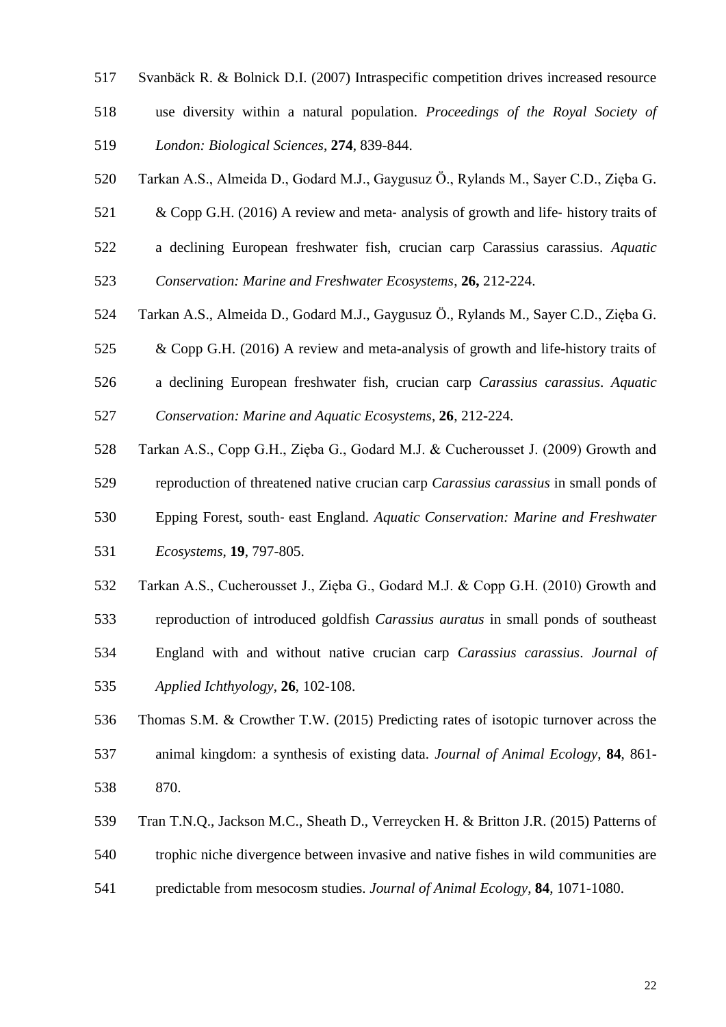Svanbäck R. & Bolnick D.I. (2007) Intraspecific competition drives increased resource use diversity within a natural population. *Proceedings of the Royal Society of London: Biological Sciences*, **274**, 839-844.

Tarkan A.S., Almeida D., Godard M.J., Gaygusuz Ö., Rylands M., Sayer C.D., Zięba G. & Copp G.H. (2016) A review and meta- analysis of growth and life- history traits of a declining European freshwater fish, crucian carp Carassius carassius. *Aquatic Conservation: Marine and Freshwater Ecosystems*, **26,** 212-224.

Tarkan A.S., Almeida D., Godard M.J., Gaygusuz Ö., Rylands M., Sayer C.D., Zięba G. & Copp G.H. (2016) A review and meta-analysis of growth and life-history traits of a declining European freshwater fish, crucian carp *Carassius carassius*. *Aquatic Conservation: Marine and Aquatic Ecosystems*, **26**, 212-224.

Tarkan A.S., Copp G.H., Zięba G., Godard M.J. & Cucherousset J. (2009) Growth and reproduction of threatened native crucian carp *Carassius carassius* in small ponds of Epping Forest, south- east England. *Aquatic Conservation: Marine and Freshwater Ecosystems*, **19**, 797-805.

Tarkan A.S., Cucherousset J., Zięba G., Godard M.J. & Copp G.H. (2010) Growth and reproduction of introduced goldfish *Carassius auratus* in small ponds of southeast England with and without native crucian carp *Carassius carassius*. *Journal of Applied Ichthyology*, **26**, 102-108.

Thomas S.M. & Crowther T.W. (2015) Predicting rates of isotopic turnover across the animal kingdom: a synthesis of existing data. *Journal of Animal Ecology*, **84**, 861-870.

Tran T.N.Q., Jackson M.C., Sheath D., Verreycken H. & Britton J.R. (2015) Patterns of trophic niche divergence between invasive and native fishes in wild communities are predictable from mesocosm studies. *Journal of Animal Ecology*, **84**, 1071-1080.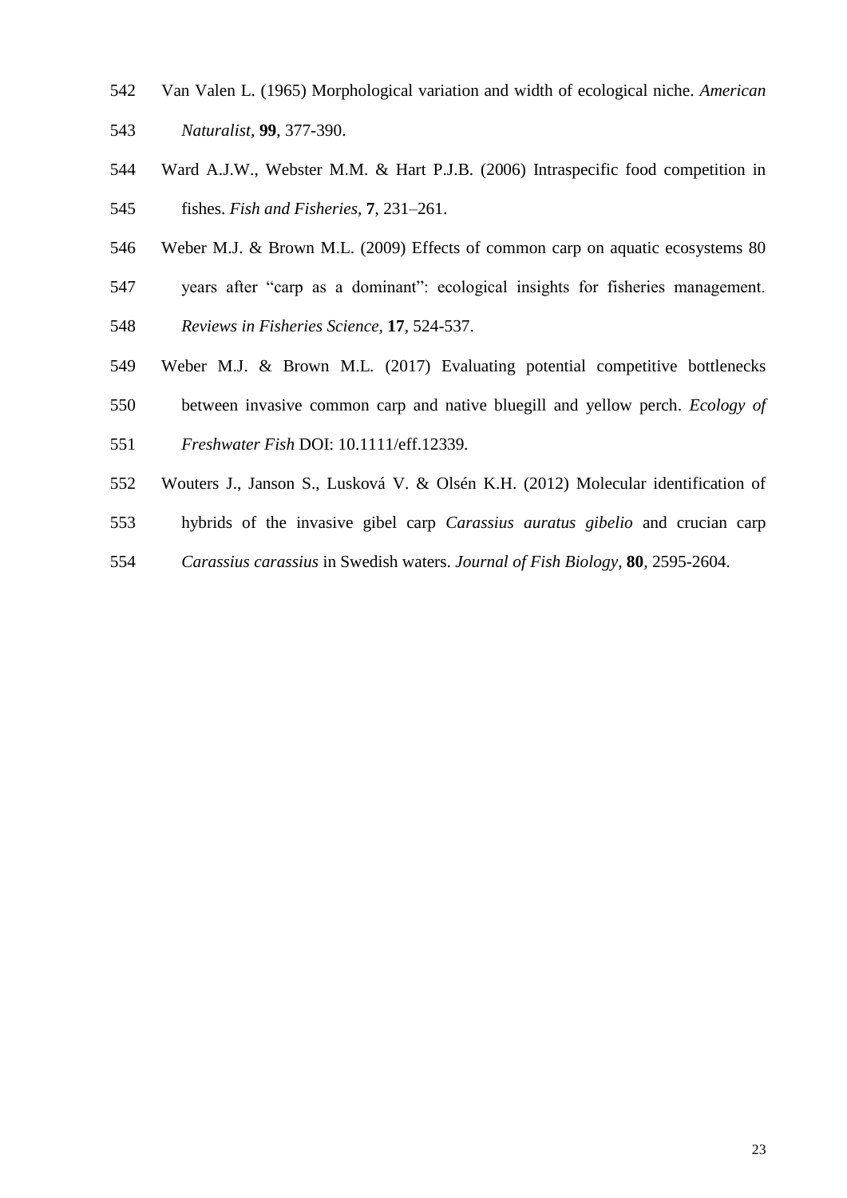Van Valen L. (1965) Morphological variation and width of ecological niche. *American Naturalist*, **99**, 377-390.

Ward A.J.W., Webster M.M. & Hart P.J.B. (2006) Intraspecific food competition in fishes. *Fish and Fisheries*, **7**, 231–261.

Weber M.J. & Brown M.L. (2009) Effects of common carp on aquatic ecosystems 80 years after "carp as a dominant": ecological insights for fisheries management. *Reviews in Fisheries Science*, **17**, 524-537.

Weber M.J. & Brown M.L. (2017) Evaluating potential competitive bottlenecks between invasive common carp and native bluegill and yellow perch. *Ecology of Freshwater Fish* DOI: 10.1111/eff.12339.

Wouters J., Janson S., Lusková V. & Olsén K.H. (2012) Molecular identification of hybrids of the invasive gibel carp *Carassius auratus gibelio* and crucian carp *Carassius carassius* in Swedish waters. *Journal of Fish Biology*, **80**, 2595-2604.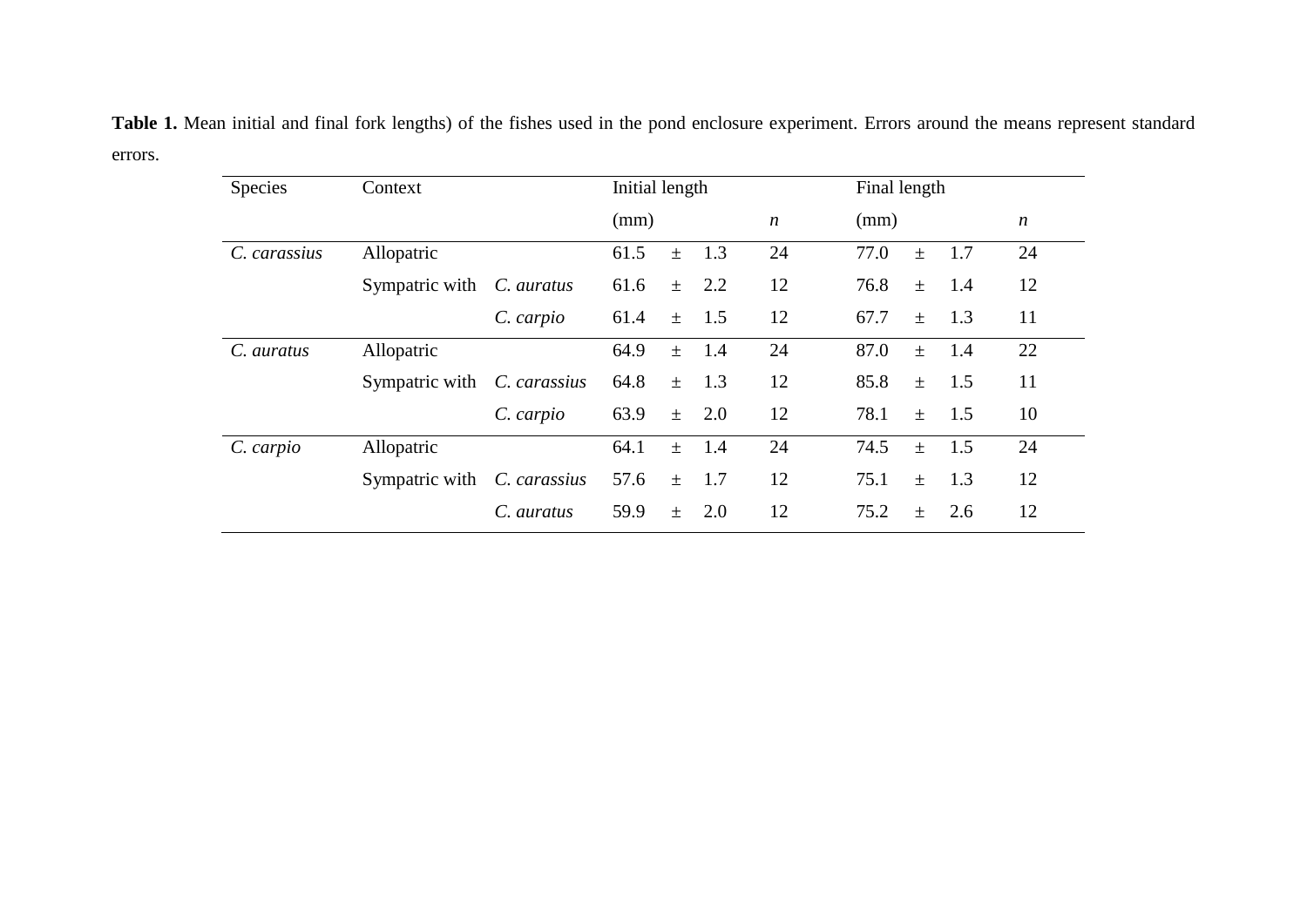**Table 1.** Mean initial and final fork lengths) of the fishes used in the pond enclosure experiment. Errors around the means represent standard errors.

| Species | Context | | Initial length (mm) | *n* | Final length (mm) | *n* |
|---|---|---|---|---|---|---|
| *C. carassius* | Allopatric | | 61.5 ± 1.3 | 24 | 77.0 ± 1.7 | 24 |
| | Sympatric with | *C. auratus* | 61.6 ± 2.2 | 12 | 76.8 ± 1.4 | 12 |
| | | *C. carpio* | 61.4 ± 1.5 | 12 | 67.7 ± 1.3 | 11 |
| *C. auratus* | Allopatric | | 64.9 ± 1.4 | 24 | 87.0 ± 1.4 | 22 |
| | Sympatric with | *C. carassius* | 64.8 ± 1.3 | 12 | 85.8 ± 1.5 | 11 |
| | | *C. carpio* | 63.9 ± 2.0 | 12 | 78.1 ± 1.5 | 10 |
| *C. carpio* | Allopatric | | 64.1 ± 1.4 | 24 | 74.5 ± 1.5 | 24 |
| | Sympatric with | *C. carassius* | 57.6 ± 1.7 | 12 | 75.1 ± 1.3 | 12 |
| | | *C. auratus* | 59.9 ± 2.0 | 12 | 75.2 ± 2.6 | 12 |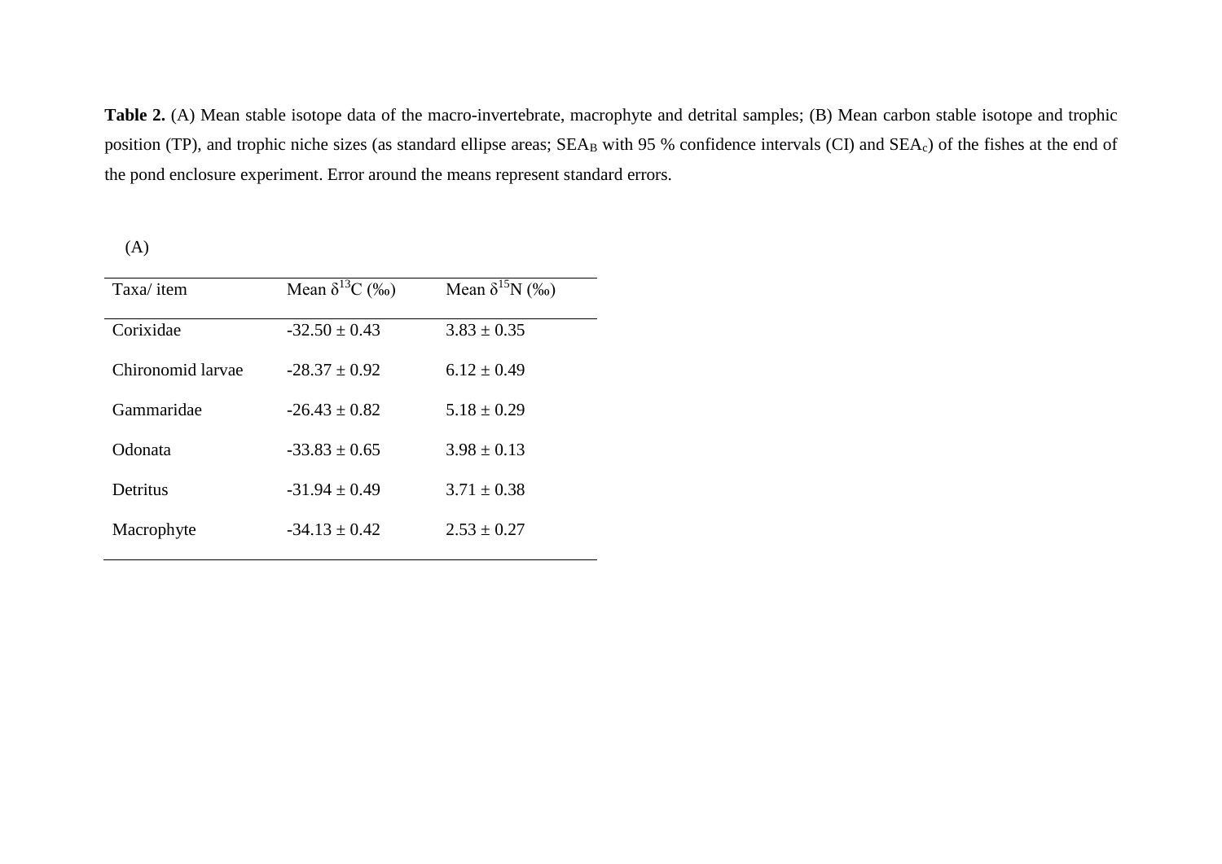**Table 2.** (A) Mean stable isotope data of the macro-invertebrate, macrophyte and detrital samples; (B) Mean carbon stable isotope and trophic position (TP), and trophic niche sizes (as standard ellipse areas; $SEA_B$ with 95 % confidence intervals (CI) and $SEA_c$) of the fishes at the end of the pond enclosure experiment. Error around the means represent standard errors.

(A)

| Taxa/ item | Mean $\delta^{13}C$ (‰) | Mean $\delta^{15}N$ (‰) |
|---|---|---|
| Corixidae | -32.50 ± 0.43 | 3.83 ± 0.35 |
| Chironomid larvae | -28.37 ± 0.92 | 6.12 ± 0.49 |
| Gammaridae | -26.43 ± 0.82 | 5.18 ± 0.29 |
| Odonata | -33.83 ± 0.65 | 3.98 ± 0.13 |
| Detritus | -31.94 ± 0.49 | 3.71 ± 0.38 |
| Macrophyte | -34.13 ± 0.42 | 2.53 ± 0.27 |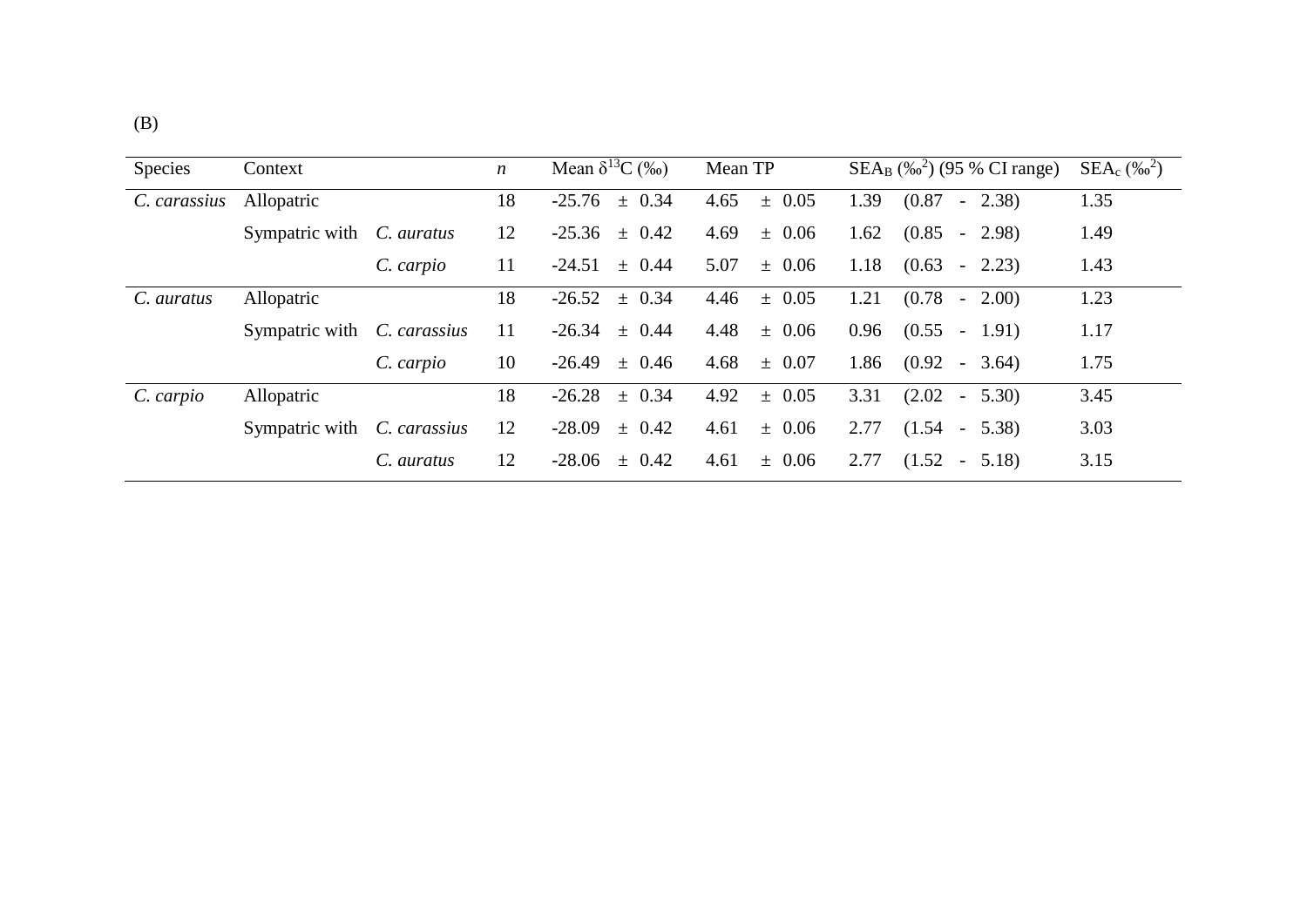(B)

| Species | Context | | *n* | Mean $\delta^{13}C$ (‰) | Mean TP | $SEA_B$ (‰$^2$) (95 % CI range) | $SEA_c$ (‰$^2$) |
|---|---|---|---|---|---|---|---|
| *C. carassius* | Allopatric | | 18 | -25.76 ± 0.34 | 4.65 ± 0.05 | 1.39 (0.87 - 2.38) | 1.35 |
| | Sympatric with | *C. auratus* | 12 | -25.36 ± 0.42 | 4.69 ± 0.06 | 1.62 (0.85 - 2.98) | 1.49 |
| | | *C. carpio* | 11 | -24.51 ± 0.44 | 5.07 ± 0.06 | 1.18 (0.63 - 2.23) | 1.43 |
| *C. auratus* | Allopatric | | 18 | -26.52 ± 0.34 | 4.46 ± 0.05 | 1.21 (0.78 - 2.00) | 1.23 |
| | Sympatric with | *C. carassius* | 11 | -26.34 ± 0.44 | 4.48 ± 0.06 | 0.96 (0.55 - 1.91) | 1.17 |
| | | *C. carpio* | 10 | -26.49 ± 0.46 | 4.68 ± 0.07 | 1.86 (0.92 - 3.64) | 1.75 |
| *C. carpio* | Allopatric | | 18 | -26.28 ± 0.34 | 4.92 ± 0.05 | 3.31 (2.02 - 5.30) | 3.45 |
| | Sympatric with | *C. carassius* | 12 | -28.09 ± 0.42 | 4.61 ± 0.06 | 2.77 (1.54 - 5.38) | 3.03 |
| | | *C. auratus* | 12 | -28.06 ± 0.42 | 4.61 ± 0.06 | 2.77 (1.52 - 5.18) | 3.15 |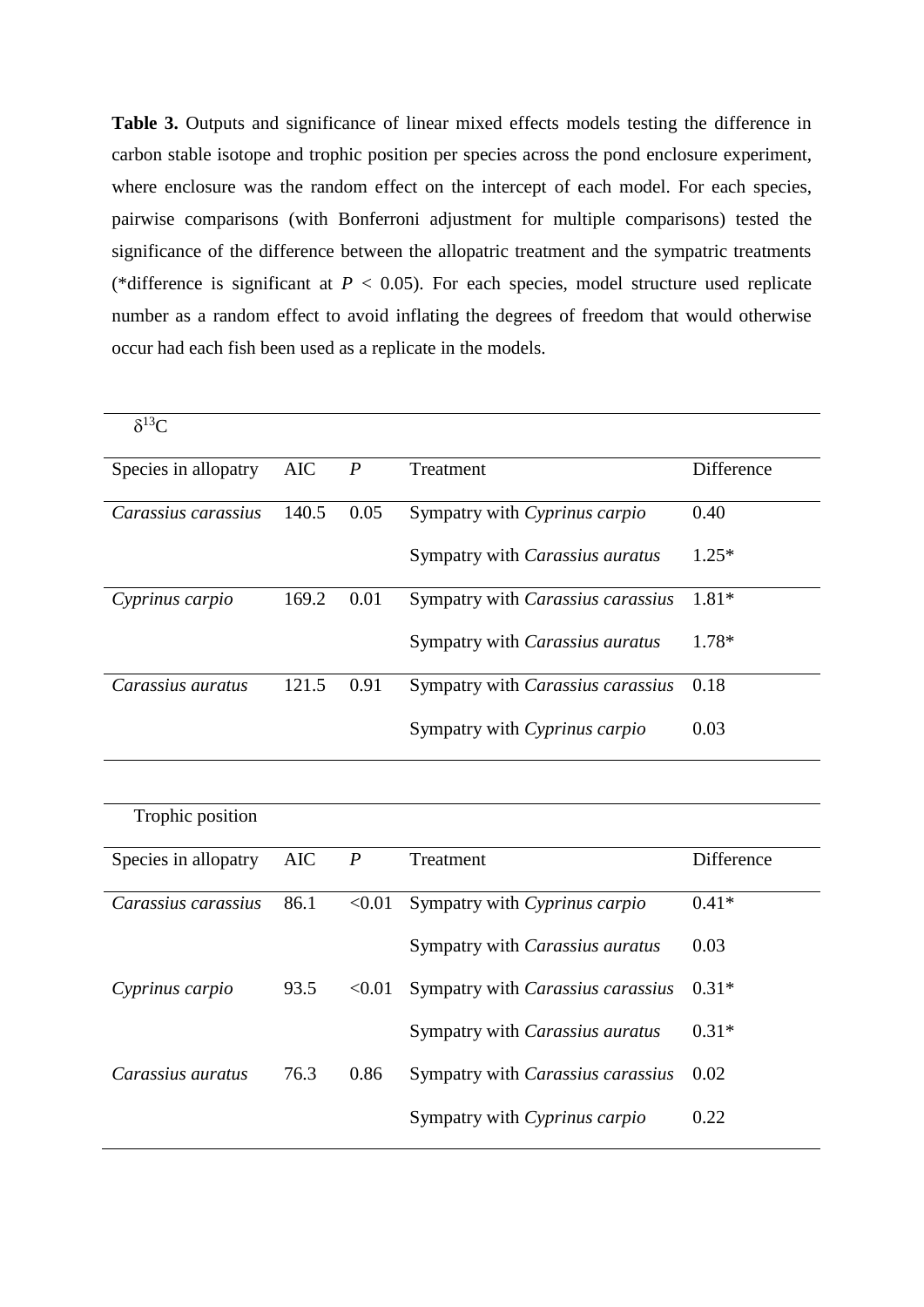**Table 3.** Outputs and significance of linear mixed effects models testing the difference in carbon stable isotope and trophic position per species across the pond enclosure experiment, where enclosure was the random effect on the intercept of each model. For each species, pairwise comparisons (with Bonferroni adjustment for multiple comparisons) tested the significance of the difference between the allopatric treatment and the sympatric treatments (*difference is significant at $P < 0.05$). For each species, model structure used replicate number as a random effect to avoid inflating the degrees of freedom that would otherwise occur had each fish been used as a replicate in the models.

| $\delta^{13}C$ | | | | |
|---|---|---|---|---|
| Species in allopatry | AIC | *P* | Treatment | Difference |
| *Carassius carassius* | 140.5 | 0.05 | Sympatry with *Cyprinus carpio* | 0.40 |
| | | | Sympatry with *Carassius auratus* | 1.25* |
| *Cyprinus carpio* | 169.2 | 0.01 | Sympatry with *Carassius carassius* | 1.81* |
| | | | Sympatry with *Carassius auratus* | 1.78* |
| *Carassius auratus* | 121.5 | 0.91 | Sympatry with *Carassius carassius* | 0.18 |
| | | | Sympatry with *Cyprinus carpio* | 0.03 |

| Trophic position | | | | |
|---|---|---|---|---|
| Species in allopatry | AIC | *P* | Treatment | Difference |
| *Carassius carassius* | 86.1 | <0.01 | Sympatry with *Cyprinus carpio* | 0.41* |
| | | | Sympatry with *Carassius auratus* | 0.03 |
| *Cyprinus carpio* | 93.5 | <0.01 | Sympatry with *Carassius carassius* | 0.31* |
| | | | Sympatry with *Carassius auratus* | 0.31* |
| *Carassius auratus* | 76.3 | 0.86 | Sympatry with *Carassius carassius* | 0.02 |
| | | | Sympatry with *Cyprinus carpio* | 0.22 |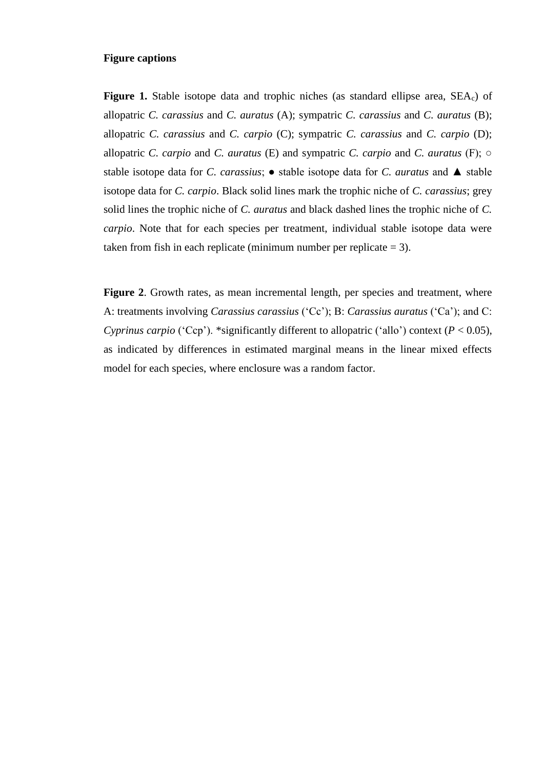**Figure captions**

**Figure 1.** Stable isotope data and trophic niches (as standard ellipse area, $SEA_c$) of allopatric *C. carassius* and *C. auratus* (A); sympatric *C. carassius* and *C. auratus* (B); allopatric *C. carassius* and *C. carpio* (C); sympatric *C. carassius* and *C. carpio* (D); allopatric *C. carpio* and *C. auratus* (E) and sympatric *C. carpio* and *C. auratus* (F); ○ stable isotope data for *C. carassius*; ● stable isotope data for *C. auratus* and ▲ stable isotope data for *C. carpio*. Black solid lines mark the trophic niche of *C. carassius*; grey solid lines the trophic niche of *C. auratus* and black dashed lines the trophic niche of *C. carpio*. Note that for each species per treatment, individual stable isotope data were taken from fish in each replicate (minimum number per replicate = 3).

**Figure 2**. Growth rates, as mean incremental length, per species and treatment, where A: treatments involving *Carassius carassius* ('Cc'); B: *Carassius auratus* ('Ca'); and C: *Cyprinus carpio* ('Ccp'). *significantly different to allopatric ('allo') context ($P < 0.05$), as indicated by differences in estimated marginal means in the linear mixed effects model for each species, where enclosure was a random factor.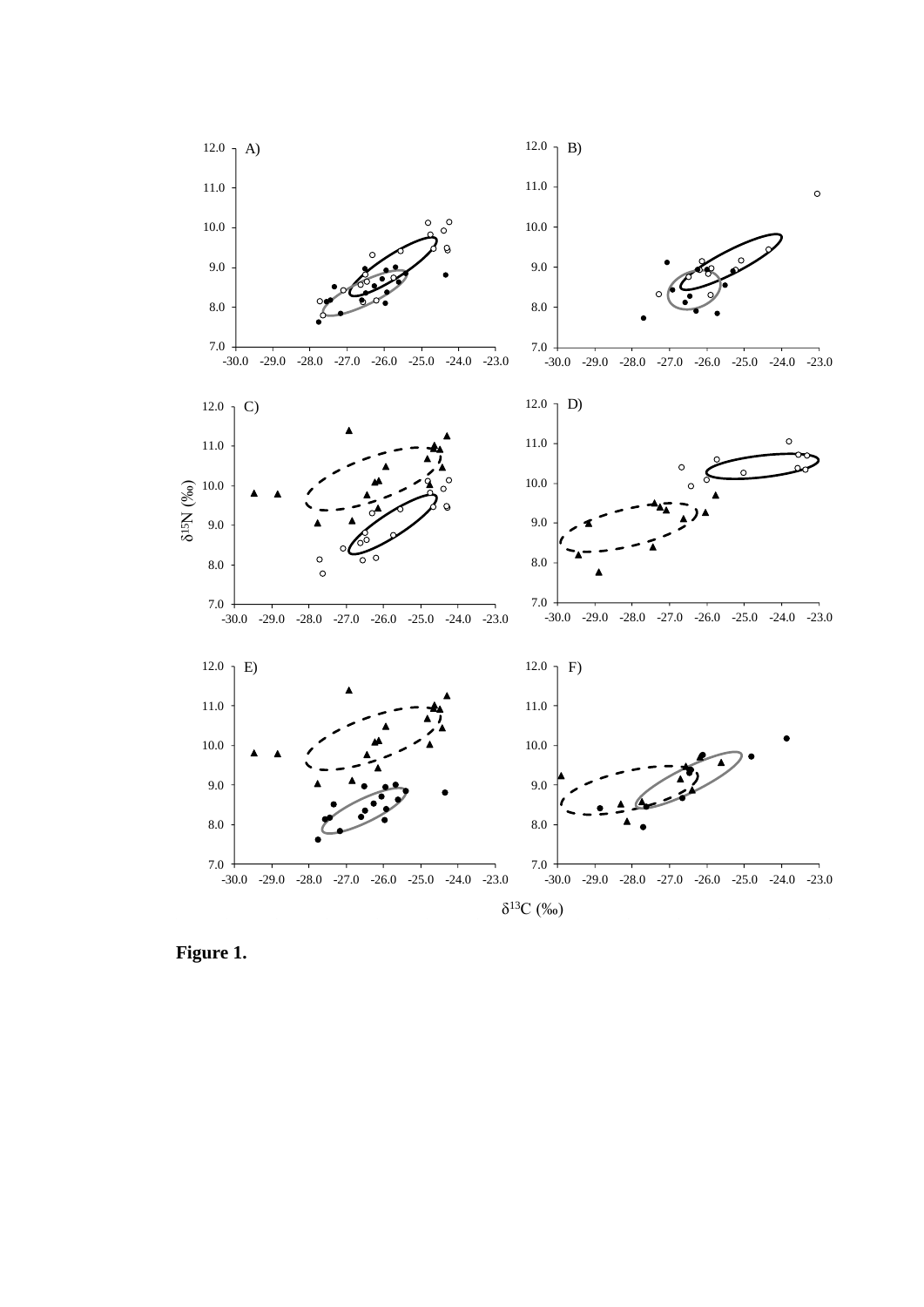**Figure 1.**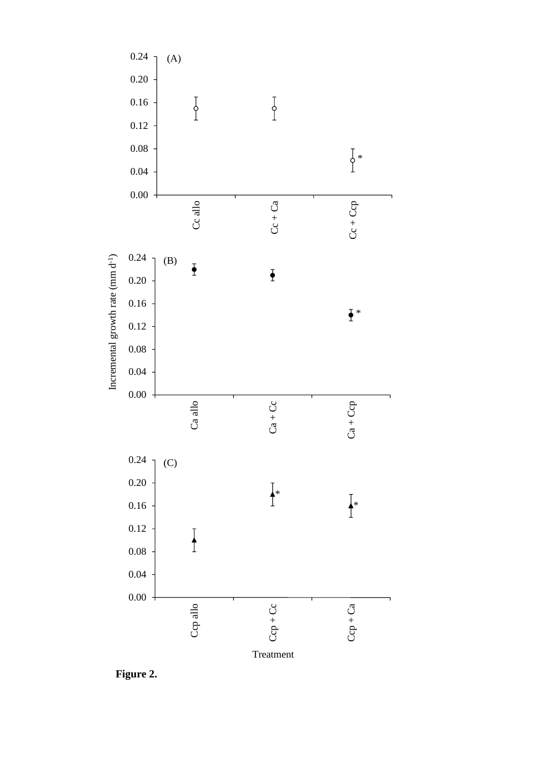0.24
(A)
0.20
0.16
0.12
0.08
0.04
0.00
*
Cc allo
Cc + Ca
Cc + Ccp

Incremental growth rate (mm d$^{-1}$)

0.24
(B)
0.20
0.16
0.12
0.08
0.04
0.00
*
Ca allo
Ca + Cc
Ca + Ccp

0.24
(C)
0.20
0.16
0.12
0.08
0.04
0.00
*
*
Ccp allo
Ccp + Cc
Ccp + Ca

Treatment

**Figure 2.**